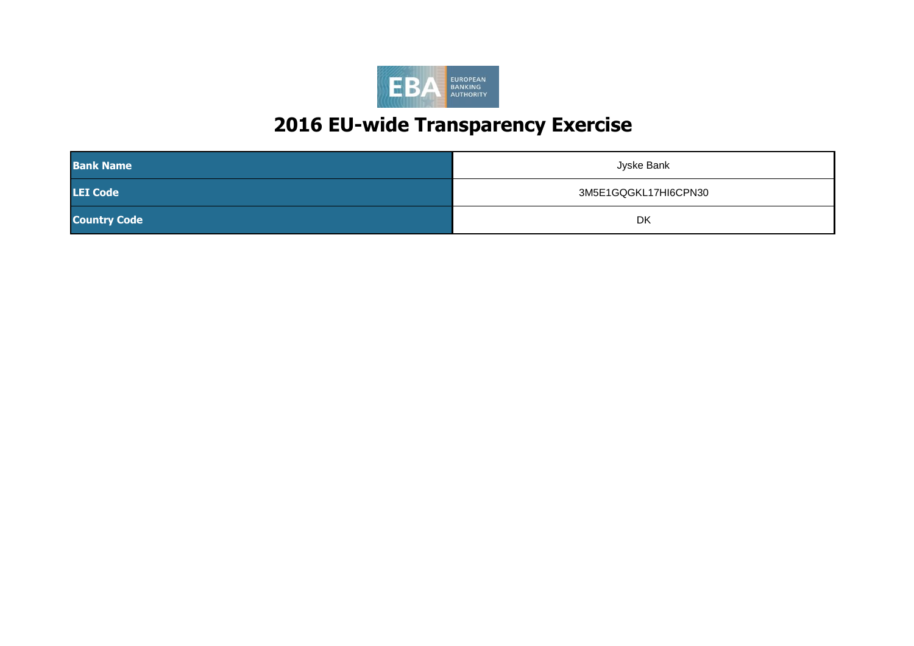# 2016 EU-wide Transparency Exercise

| | |
|---|---|
| **Bank Name** | Jyske Bank |
| **LEI Code** | 3M5E1GQGKL17HI6CPN30 |
| **Country Code** | DK |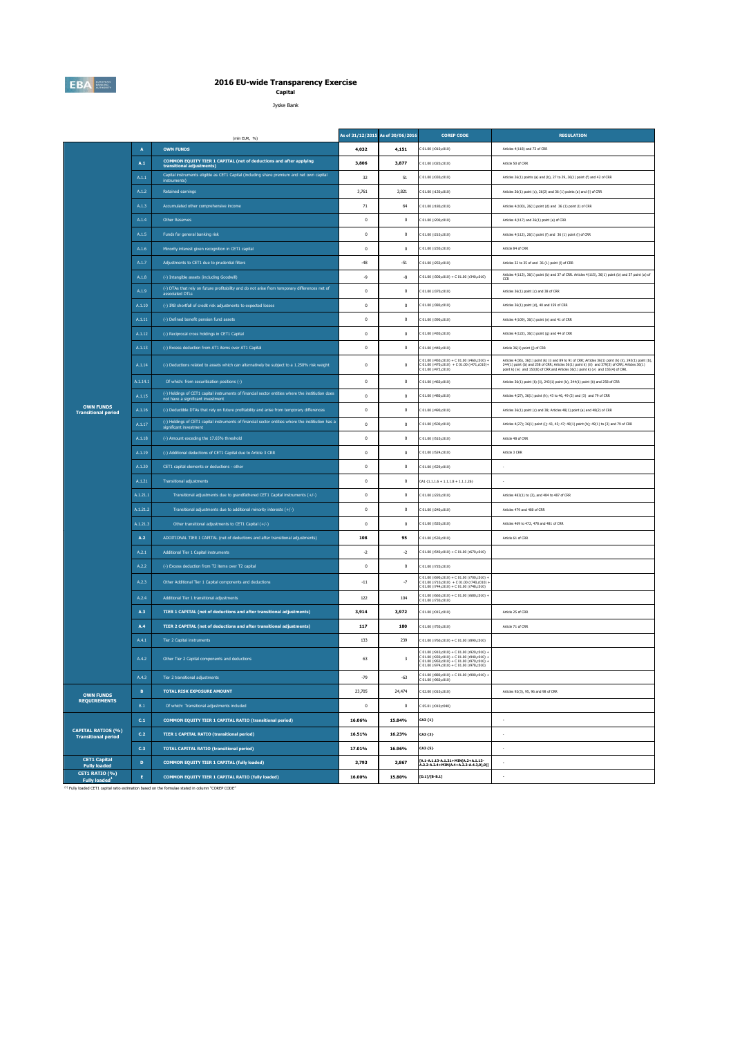# 2016 EU-wide Transparency Exercise

**Capital**

Jyske Bank

| | | (mln EUR, %) | As of 31/12/2015 | As of 30/06/2016 | COREP CODE | REGULATION |
|---|---|---|---|---|---|---|
| OWN FUNDS Transitional period | A | **OWN FUNDS** | **4,032** | **4,151** | C 01.00 (r010,c010) | Articles 4(118) and 72 of CRR |
| | A.1 | **COMMON EQUITY TIER 1 CAPITAL (net of deductions and after applying transitional adjustments)** | **3,806** | **3,877** | C 01.00 (r020,c010) | Article 50 of CRR |
| | A.1.1 | Capital instruments eligible as CET1 Capital (including share premium and net own capital instruments) | 32 | 51 | C 01.00 (r030,c010) | Articles 26(1) points (a) and (b), 27 to 29, 36(1) point (f) and 42 of CRR |
| | A.1.2 | Retained earnings | 3,761 | 3,821 | C 01.00 (r130,c010) | Articles 26(1) point (c), 26(2) and 36 (1) points (a) and (l) of CRR |
| | A.1.3 | Accumulated other comprehensive income | 71 | 64 | C 01.00 (r180,c010) | Articles 4(100), 26(1) point (d) and 36 (1) point (l) of CRR |
| | A.1.4 | Other Reserves | 0 | 0 | C 01.00 (r200,c010) | Articles 4(117) and 26(1) point (e) of CRR |
| | A.1.5 | Funds for general banking risk | 0 | 0 | C 01.00 (r210,c010) | Articles 4(112), 26(1) point (f) and 36 (1) point (l) of CRR |
| | A.1.6 | Minority interest given recognition in CET1 capital | 0 | 0 | C 01.00 (r230,c010) | Article 84 of CRR |
| | A.1.7 | Adjustments to CET1 due to prudential filters | -48 | -51 | C 01.00 (r250,c010) | Articles 32 to 35 of and 36 (1) point (l) of CRR |
| | A.1.8 | (-) Intangible assets (including Goodwill) | -9 | -8 | C 01.00 (r300,c010) + C 01.00 (r340,c010) | Articles 4(113), 36(1) point (b) and 37 of CRR. Articles 4(115), 36(1) point (b) and 37 point (a) of CCR |
| | A.1.9 | (-) DTAs that rely on future profitability and do not arise from temporary differences net of associated DTLs | 0 | 0 | C 01.00 (r370,c010) | Articles 36(1) point (c) and 38 of CRR |
| | A.1.10 | (-) IRB shortfall of credit risk adjustments to expected losses | 0 | 0 | C 01.00 (r380,c010) | Articles 36(1) point (d), 40 and 159 of CRR |
| | A.1.11 | (-) Defined benefit pension fund assets | 0 | 0 | C 01.00 (r390,c010) | Articles 4(109), 36(1) point (e) and 41 of CRR |
| | A.1.12 | (-) Reciprocal cross holdings in CET1 Capital | 0 | 0 | C 01.00 (r430,c010) | Articles 4(122), 36(1) point (g) and 44 of CRR |
| | A.1.13 | (-) Excess deduction from AT1 items over AT1 Capital | 0 | 0 | C 01.00 (r440,c010) | Article 36(1) point (j) of CRR |
| | A.1.14 | (-) Deductions related to assets which can alternatively be subject to a 1.250% risk weight | 0 | 0 | C 01.00 (r450,c010) + C 01.00 (r460,c010) + C 01.00 (r470,c010) + C 01.00 (r471,c010)+ C 01.00 (r472,c010) | Articles 4(36), 36(1) point (k) (i) and 89 to 91 of CRR; Articles 36(1) point (k) (ii), 243(1) point (b), 244(1) point (b) and 258 of CRR; Articles 36(1) point k) (iii) and 379(3) of CRR; Articles 36(1) point k) (iv) and 153(8) of CRR and Articles 36(1) point k) (v) and 155(4) of CRR. |
| | A.1.14.1 | Of which: from securitisation positions (-) | 0 | 0 | C 01.00 (r460,c010) | Articles 36(1) point (k) (ii), 243(1) point (b), 244(1) point (b) and 258 of CRR |
| | A.1.15 | (-) Holdings of CET1 capital instruments of financial sector entities where the institiution does not have a significant investment | 0 | 0 | C 01.00 (r480,c010) | Articles 4(27), 36(1) point (h); 43 to 46, 49 (2) and (3) and 79 of CRR |
| | A.1.16 | (-) Deductible DTAs that rely on future profitability and arise from temporary differences | 0 | 0 | C 01.00 (r490,c010) | Articles 36(1) point (c) and 38; Articles 48(1) point (a) and 48(2) of CRR |
| | A.1.17 | (-) Holdings of CET1 capital instruments of financial sector entities where the institiution has a significant investment | 0 | 0 | C 01.00 (r500,c010) | Articles 4(27); 36(1) point (i); 43, 45; 47; 48(1) point (b); 49(1) to (3) and 79 of CRR |
| | A.1.18 | (-) Amount exceding the 17.65% threshold | 0 | 0 | C 01.00 (r510,c010) | Article 48 of CRR |
| | A.1.19 | (-) Additional deductions of CET1 Capital due to Article 3 CRR | 0 | 0 | C 01.00 (r524,c010) | Article 3 CRR |
| | A.1.20 | CET1 capital elements or deductions - other | 0 | 0 | C 01.00 (r529,c010) | - |
| | A.1.21 | Transitional adjustments | 0 | 0 | CA1 {1.1.1.6 + 1.1.1.8 + 1.1.1.26} | - |
| | A.1.21.1 | Transitional adjustments due to grandfathered CET1 Capital instruments (+/-) | 0 | 0 | C 01.00 (r220,c010) | Articles 483(1) to (3), and 484 to 487 of CRR |
| | A.1.21.2 | Transitional adjustments due to additional minority interests (+/-) | 0 | 0 | C 01.00 (r240,c010) | Articles 479 and 480 of CRR |
| | A.1.21.3 | Other transitional adjustments to CET1 Capital (+/-) | 0 | 0 | C 01.00 (r520,c010) | Articles 469 to 472, 478 and 481 of CRR |
| | A.2 | ADDITIONAL TIER 1 CAPITAL (net of deductions and after transitional adjustments) | **108** | **95** | C 01.00 (r530,c010) | Article 61 of CRR |
| | A.2.1 | Additional Tier 1 Capital instruments | -2 | -2 | C 01.00 (r540,c010) + C 01.00 (r670,c010) | |
| | A.2.2 | (-) Excess deduction from T2 items over T2 capital | 0 | 0 | C 01.00 (r720,c010) | |
| | A.2.3 | Other Additional Tier 1 Capital components and deductions | -11 | -7 | C 01.00 (r690,c010) + C 01.00 (r700,c010) + C 01.00 (r710,c010) + C 01.00 (r740,c010) + C 01.00 (r744,c010) + C 01.00 (r748,c010) | |
| | A.2.4 | Additional Tier 1 transitional adjustments | 122 | 104 | C 01.00 (r660,c010) + C 01.00 (r680,c010) + C 01.00 (r730,c010) | |
| | A.3 | **TIER 1 CAPITAL (net of deductions and after transitional adjustments)** | **3,914** | **3,972** | C 01.00 (r015,c010) | Article 25 of CRR |
| | A.4 | **TIER 2 CAPITAL (net of deductions and after transitional adjustments)** | **117** | **180** | C 01.00 (r750,c010) | Article 71 of CRR |
| | A.4.1 | Tier 2 Capital instruments | 133 | 239 | C 01.00 (r760,c010) + C 01.00 (r890,c010) | |
| | A.4.2 | Other Tier 2 Capital components and deductions | 63 | 3 | C 01.00 (r910,c010) + C 01.00 (r920,c010) + C 01.00 (r930,c010) + C 01.00 (r940,c010) + C 01.00 (r950,c010) + C 01.00 (r970,c010) + C 01.00 (r974,c010) + C 01.00 (r978,c010) | |
| | A.4.3 | Tier 2 transitional adjustments | -79 | -63 | C 01.00 (r880,c010) + C 01.00 (r900,c010) + C 01.00 (r960,c010) | |
| OWN FUNDS REQUIREMENTS | B | **TOTAL RISK EXPOSURE AMOUNT** | 23,705 | 24,474 | C 02.00 (r010,c010) | Articles 92(3), 95, 96 and 98 of CRR |
| | B.1 | Of which: Transitional adjustments included | 0 | 0 | C 05.01 (r010;c040) | |
| CAPITAL RATIOS (%) Transitional period | C.1 | **COMMON EQUITY TIER 1 CAPITAL RATIO (transitional period)** | **16.06%** | **15.84%** | CA3 {1} | - |
| | C.2 | **TIER 1 CAPITAL RATIO (transitional period)** | **16.51%** | **16.23%** | CA3 {3} | - |
| | C.3 | **TOTAL CAPITAL RATIO (transitional period)** | **17.01%** | **16.96%** | CA3 {5} | - |
| CET1 Capital Fully loaded | D | **COMMON EQUITY TIER 1 CAPITAL (fully loaded)** | **3,793** | **3,867** | [A.1-A.1.13-A.1.21+MIN(A.2+A.1.13-A.2.2-A.2.4+MIN(A.4+A.2.2-A.4.3,0),0)] | - |
| CET1 RATIO (%) Fully loaded[1] | E | **COMMON EQUITY TIER 1 CAPITAL RATIO (fully loaded)** | **16.00%** | **15.80%** | [D.1]/[B-B.1] | - |

[1] Fully loaded CET1 capital ratio estimation based on the formulae stated in column "COREP CODE"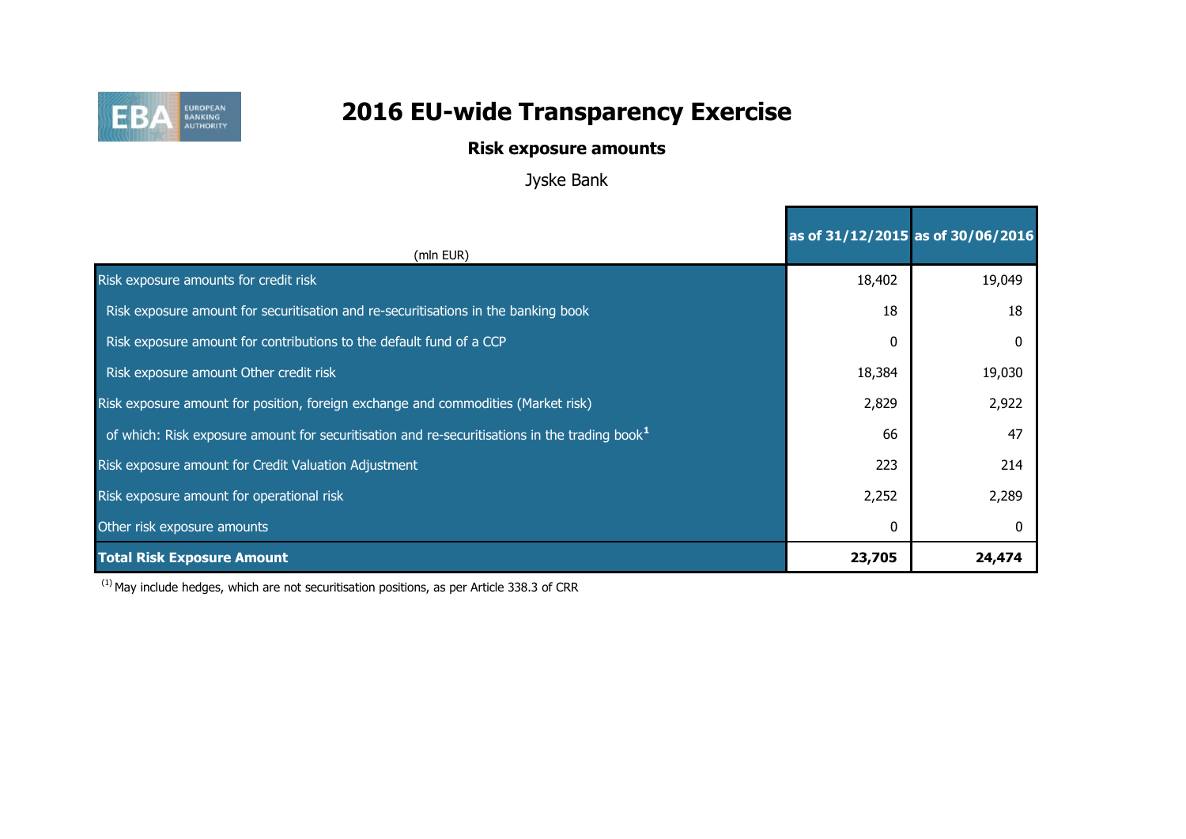# 2016 EU-wide Transparency Exercise

## Risk exposure amounts

Jyske Bank

| (mln EUR) | as of 31/12/2015 | as of 30/06/2016 |
|---|---|---|
| Risk exposure amounts for credit risk | 18,402 | 19,049 |
| Risk exposure amount for securitisation and re-securitisations in the banking book | 18 | 18 |
| Risk exposure amount for contributions to the default fund of a CCP | 0 | 0 |
| Risk exposure amount Other credit risk | 18,384 | 19,030 |
| Risk exposure amount for position, foreign exchange and commodities (Market risk) | 2,829 | 2,922 |
| of which: Risk exposure amount for securitisation and re-securitisations in the trading book[1] | 66 | 47 |
| Risk exposure amount for Credit Valuation Adjustment | 223 | 214 |
| Risk exposure amount for operational risk | 2,252 | 2,289 |
| Other risk exposure amounts | 0 | 0 |
| **Total Risk Exposure Amount** | **23,705** | **24,474** |

[1] May include hedges, which are not securitisation positions, as per Article 338.3 of CRR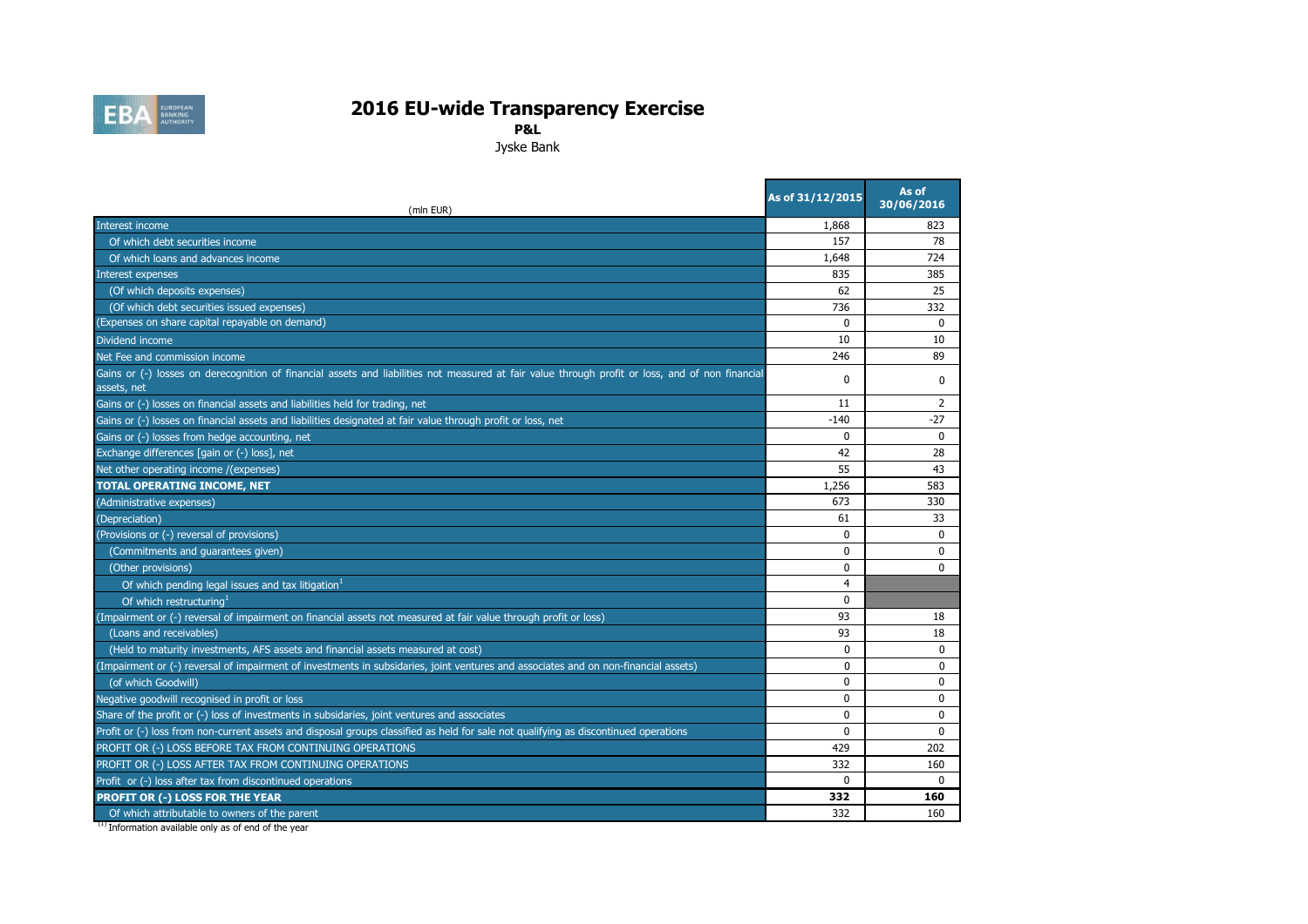# 2016 EU-wide Transparency Exercise

**P&L**

Jyske Bank

| (mln EUR) | As of 31/12/2015 | As of 30/06/2016 |
|---|---|---|
| Interest income | 1,868 | 823 |
| Of which debt securities income | 157 | 78 |
| Of which loans and advances income | 1,648 | 724 |
| Interest expenses | 835 | 385 |
| (Of which deposits expenses) | 62 | 25 |
| (Of which debt securities issued expenses) | 736 | 332 |
| (Expenses on share capital repayable on demand) | 0 | 0 |
| Dividend income | 10 | 10 |
| Net Fee and commission income | 246 | 89 |
| Gains or (-) losses on derecognition of financial assets and liabilities not measured at fair value through profit or loss, and of non financial assets, net | 0 | 0 |
| Gains or (-) losses on financial assets and liabilities held for trading, net | 11 | 2 |
| Gains or (-) losses on financial assets and liabilities designated at fair value through profit or loss, net | -140 | -27 |
| Gains or (-) losses from hedge accounting, net | 0 | 0 |
| Exchange differences [gain or (-) loss], net | 42 | 28 |
| Net other operating income /(expenses) | 55 | 43 |
| **TOTAL OPERATING INCOME, NET** | 1,256 | 583 |
| (Administrative expenses) | 673 | 330 |
| (Depreciation) | 61 | 33 |
| (Provisions or (-) reversal of provisions) | 0 | 0 |
| (Commitments and guarantees given) | 0 | 0 |
| (Other provisions) | 0 | 0 |
| Of which pending legal issues and tax litigation[1] | 4 | |
| Of which restructuring[1] | 0 | |
| (Impairment or (-) reversal of impairment on financial assets not measured at fair value through profit or loss) | 93 | 18 |
| (Loans and receivables) | 93 | 18 |
| (Held to maturity investments, AFS assets and financial assets measured at cost) | 0 | 0 |
| (Impairment or (-) reversal of impairment of investments in subsidaries, joint ventures and associates and on non-financial assets) | 0 | 0 |
| (of which Goodwill) | 0 | 0 |
| Negative goodwill recognised in profit or loss | 0 | 0 |
| Share of the profit or (-) loss of investments in subsidaries, joint ventures and associates | 0 | 0 |
| Profit or (-) loss from non-current assets and disposal groups classified as held for sale not qualifying as discontinued operations | 0 | 0 |
| PROFIT OR (-) LOSS BEFORE TAX FROM CONTINUING OPERATIONS | 429 | 202 |
| PROFIT OR (-) LOSS AFTER TAX FROM CONTINUING OPERATIONS | 332 | 160 |
| Profit or (-) loss after tax from discontinued operations | 0 | 0 |
| **PROFIT OR (-) LOSS FOR THE YEAR** | **332** | **160** |
| Of which attributable to owners of the parent | 332 | 160 |

[1] Information available only as of end of the year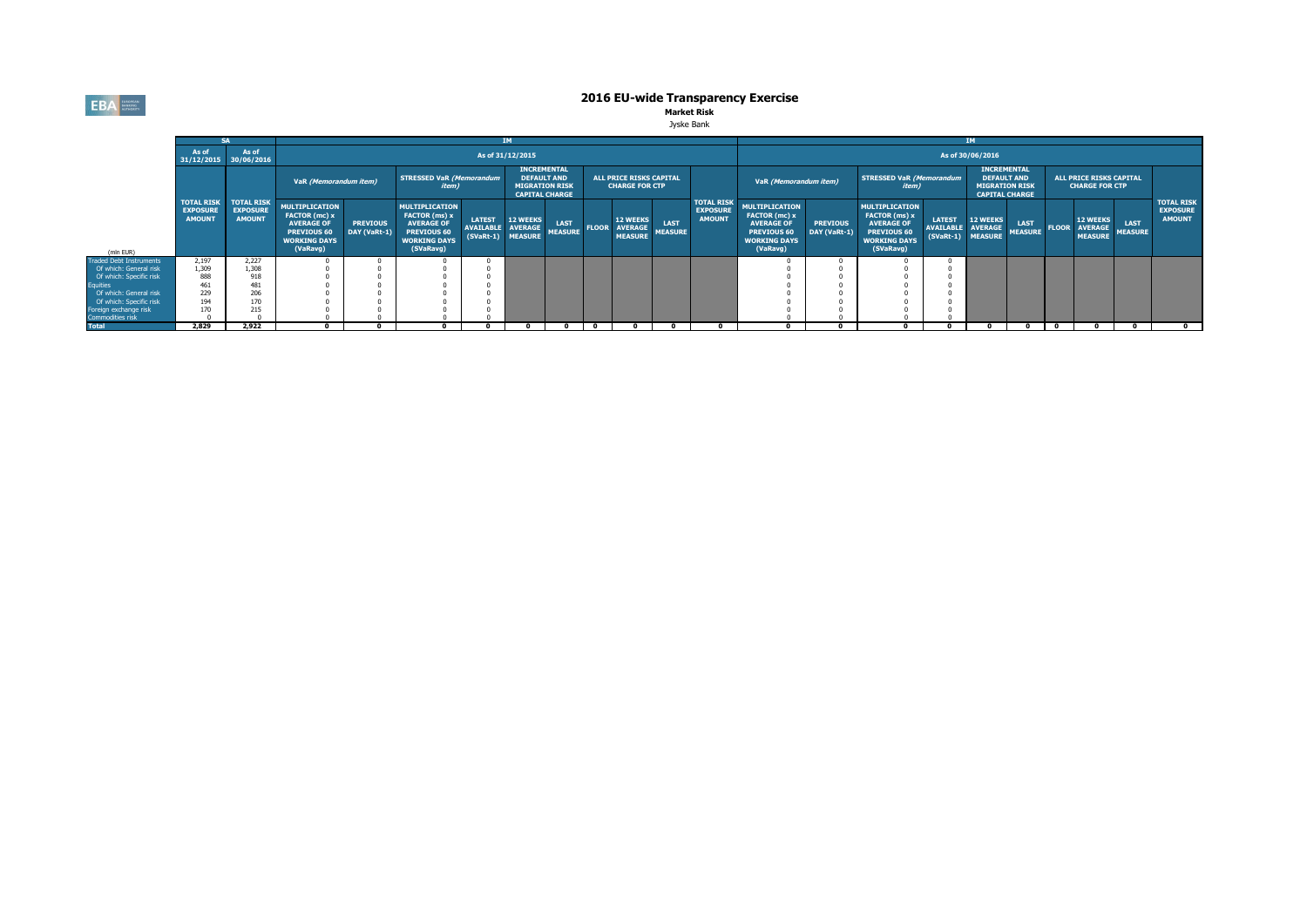# 2016 EU-wide Transparency Exercise

**Market Risk**

Jyske Bank

| | SA | | IM | | | | | | | | | | | | IM | | | | | | | | | | | |
|---|---|---|---|---|---|---|---|---|---|---|---|---|---|---|---|---|---|---|---|---|---|---|---|---|---|---|
| | As of 31/12/2015 | As of 30/06/2016 | As of 31/12/2015 | | | | | | | | | | | | As of 30/06/2016 | | | | | | | | | | | |
| | | | VaR *(Memorandum item)* | | STRESSED VaR *(Memorandum item)* | | INCREMENTAL DEFAULT AND MIGRATION RISK CAPITAL CHARGE | | ALL PRICE RISKS CAPITAL CHARGE FOR CTP | | | | | | VaR *(Memorandum item)* | | STRESSED VaR *(Memorandum item)* | | INCREMENTAL DEFAULT AND MIGRATION RISK CAPITAL CHARGE | | ALL PRICE RISKS CAPITAL CHARGE FOR CTP | | | | | |
| (mln EUR) | TOTAL RISK EXPOSURE AMOUNT | TOTAL RISK EXPOSURE AMOUNT | MULTIPLICATION FACTOR (mc) x AVERAGE OF PREVIOUS 60 WORKING DAYS (VaRavg) | PREVIOUS DAY (VaRt-1) | MULTIPLICATION FACTOR (ms) x AVERAGE OF PREVIOUS 60 WORKING DAYS (SVaRavg) | LATEST AVAILABLE (SVaRt-1) | 12 WEEKS AVERAGE MEASURE | LAST MEASURE | FLOOR | 12 WEEKS AVERAGE MEASURE | LAST MEASURE | TOTAL RISK EXPOSURE AMOUNT | MULTIPLICATION FACTOR (mc) x AVERAGE OF PREVIOUS 60 WORKING DAYS (VaRavg) | PREVIOUS DAY (VaRt-1) | MULTIPLICATION FACTOR (ms) x AVERAGE OF PREVIOUS 60 WORKING DAYS (SVaRavg) | LATEST AVAILABLE (SVaRt-1) | 12 WEEKS AVERAGE MEASURE | LAST MEASURE | FLOOR | 12 WEEKS AVERAGE MEASURE | LAST MEASURE | TOTAL RISK EXPOSURE AMOUNT |
| Traded Debt Instruments | 2,197 | 2,227 | 0 | 0 | 0 | 0 | | | | | | | 0 | 0 | 0 | 0 | | | | | | |
| Of which: General risk | 1,309 | 1,308 | 0 | 0 | 0 | 0 | | | | | | | 0 | 0 | 0 | 0 | | | | | | |
| Of which: Specific risk | 888 | 918 | 0 | 0 | 0 | 0 | | | | | | | 0 | 0 | 0 | 0 | | | | | | |
| Equities | 461 | 481 | 0 | 0 | 0 | 0 | | | | | | | 0 | 0 | 0 | 0 | | | | | | |
| Of which: General risk | 229 | 206 | 0 | 0 | 0 | 0 | | | | | | | 0 | 0 | 0 | 0 | | | | | | |
| Of which: Specific risk | 194 | 170 | 0 | 0 | 0 | 0 | | | | | | | 0 | 0 | 0 | 0 | | | | | | |
| Foreign exchange risk | 170 | 215 | 0 | 0 | 0 | 0 | | | | | | | 0 | 0 | 0 | 0 | | | | | | |
| Commodities risk | 0 | 0 | 0 | 0 | 0 | 0 | | | | | | | 0 | 0 | 0 | 0 | | | | | | |
| **Total** | **2,829** | **2,922** | **0** | **0** | **0** | **0** | **0** | **0** | **0** | **0** | **0** | **0** | **0** | **0** | **0** | **0** | **0** | **0** | **0** | **0** | **0** | **0** |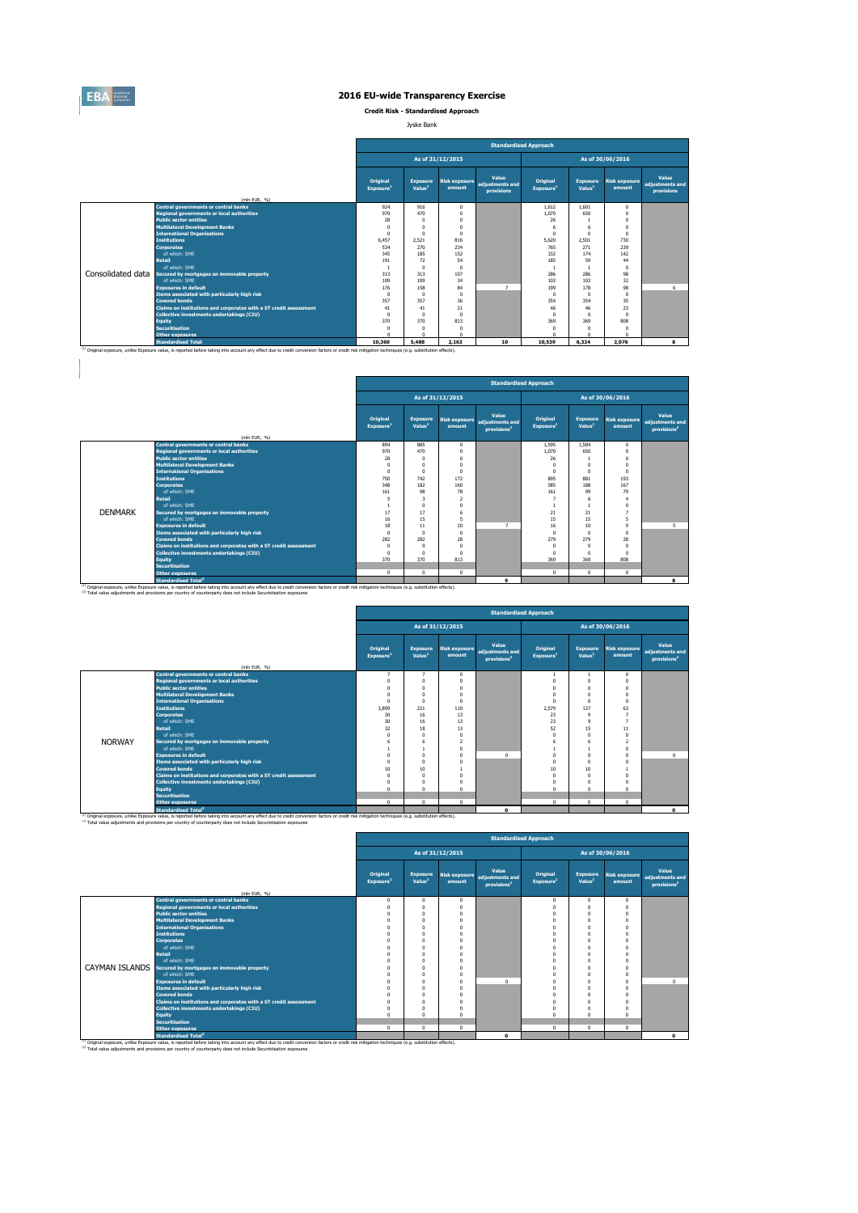# 2016 EU-wide Transparency Exercise

**Credit Risk - Standardised Approach**

Jyske Bank

| | (mln EUR, %) | Standardised Approach | | | | | | | |
|---|---|---|---|---|---|---|---|---|---|
| | | As of 31/12/2015 | | | | As of 30/06/2016 | | | |
| | | Original Exposure[1] | Exposure Value[1] | Risk exposure amount | Value adjustments and provisions | Original Exposure[1] | Exposure Value[1] | Risk exposure amount | Value adjustments and provisions |
| Consolidated data | Central governments or central banks | 924 | 916 | 0 | | 1,612 | 1,601 | 0 | |
| | Regional governments or local authorities | 970 | 470 | 0 | | 1,070 | 650 | 0 | |
| | Public sector entities | 28 | 0 | 0 | | 26 | 1 | 0 | |
| | Multilateral Development Banks | 0 | 0 | 0 | | 6 | 6 | 0 | |
| | International Organisations | 0 | 0 | 0 | | 0 | 0 | 0 | |
| | Institutions | 6,457 | 2,521 | 816 | | 5,620 | 2,501 | 730 | |
| | Corporates | 534 | 270 | 234 | | 765 | 271 | 239 | |
| | of which: SME | 345 | 185 | 152 | | 332 | 174 | 142 | |
| | Retail | 191 | 72 | 54 | | 185 | 59 | 44 | |
| | of which: SME | 1 | 0 | 0 | | 1 | 1 | 0 | |
| | Secured by mortgages on immovable property | 313 | 313 | 107 | | 286 | 286 | 98 | |
| | of which: SME | 109 | 109 | 34 | | 103 | 103 | 32 | |
| | Exposures in default | 176 | 158 | 84 | 7 | 199 | 178 | 98 | 6 |
| | Items associated with particularly high risk | 0 | 0 | 0 | | 0 | 0 | 0 | |
| | Covered bonds | 357 | 357 | 36 | | 354 | 354 | 35 | |
| | Claims on institutions and corporates with a ST credit assessment | 41 | 41 | 21 | | 46 | 46 | 23 | |
| | Collective investments undertakings (CIU) | 0 | 0 | 0 | | 0 | 0 | 0 | |
| | Equity | 370 | 370 | 813 | | 369 | 369 | 808 | |
| | Securitisation | 0 | 0 | 0 | | 0 | 0 | 0 | |
| | Other exposures | 0 | 0 | 0 | | 0 | 0 | 0 | |
| | Standardised Total | 10,360 | 5,488 | 2,163 | 10 | 10,539 | 6,324 | 2,076 | 8 |

[1] Original exposure, unlike Exposure value, is reported before taking into account any effect due to credit conversion factors or credit risk mitigation techniques (e.g. substitution effects).

| | (mln EUR, %) | Standardised Approach | | | | | | | |
|---|---|---|---|---|---|---|---|---|---|
| | | As of 31/12/2015 | | | | As of 30/06/2016 | | | |
| | | Original Exposure[1] | Exposure Value[1] | Risk exposure amount | Value adjustments and provisions[2] | Original Exposure[1] | Exposure Value[1] | Risk exposure amount | Value adjustments and provisions[2] |
| DENMARK | Central governments or central banks | 894 | 885 | 0 | | 1,595 | 1,584 | 0 | |
| | Regional governments or local authorities | 970 | 470 | 0 | | 1,070 | 650 | 0 | |
| | Public sector entities | 28 | 0 | 0 | | 26 | 1 | 0 | |
| | Multilateral Development Banks | 0 | 0 | 0 | | 0 | 0 | 0 | |
| | International Organisations | 0 | 0 | 0 | | 0 | 0 | 0 | |
| | Institutions | 750 | 742 | 172 | | 895 | 881 | 193 | |
| | Corporates | 348 | 182 | 160 | | 585 | 188 | 167 | |
| | of which: SME | 161 | 98 | 78 | | 161 | 99 | 79 | |
| | Retail | 5 | 3 | 2 | | 7 | 6 | 4 | |
| | of which: SME | 1 | 0 | 0 | | 1 | 1 | 0 | |
| | Secured by mortgages on immovable property | 17 | 17 | 6 | | 21 | 21 | 7 | |
| | of which: SME | 16 | 15 | 5 | | 15 | 15 | 5 | |
| | Exposures in default | 18 | 11 | 10 | 7 | 16 | 10 | 9 | 5 |
| | Items associated with particularly high risk | 0 | 0 | 0 | | 0 | 0 | 0 | |
| | Covered bonds | 282 | 282 | 28 | | 279 | 279 | 28 | |
| | Claims on institutions and corporates with a ST credit assessment | 0 | 0 | 0 | | 0 | 0 | 0 | |
| | Collective investments undertakings (CIU) | 0 | 0 | 0 | | 0 | 0 | 0 | |
| | Equity | 370 | 370 | 813 | | 369 | 369 | 808 | |
| | Securitisation | | | | | | | | |
| | Other exposures | 0 | 0 | 0 | | 0 | 0 | 0 | |
| | Standardised Total[2] | | | | 9 | | | | 8 |

[1] Original exposure, unlike Exposure value, is reported before taking into account any effect due to credit conversion factors or credit risk mitigation techniques (e.g. substitution effects).
[2] Total value adjustments and provisions per country of counterparty does not include Securitisation exposures

| | (mln EUR, %) | Standardised Approach | | | | | | | |
|---|---|---|---|---|---|---|---|---|---|
| | | As of 31/12/2015 | | | | As of 30/06/2016 | | | |
| | | Original Exposure[1] | Exposure Value[1] | Risk exposure amount | Value adjustments and provisions[2] | Original Exposure[1] | Exposure Value[1] | Risk exposure amount | Value adjustments and provisions[2] |
| NORWAY | Central governments or central banks | 7 | 7 | 0 | | 1 | 1 | 0 | |
| | Regional governments or local authorities | 0 | 0 | 0 | | 0 | 0 | 0 | |
| | Public sector entities | 0 | 0 | 0 | | 0 | 0 | 0 | |
| | Multilateral Development Banks | 0 | 0 | 0 | | 0 | 0 | 0 | |
| | International Organisations | 0 | 0 | 0 | | 0 | 0 | 0 | |
| | Institutions | 3,899 | 221 | 110 | | 2,579 | 127 | 63 | |
| | Corporates | 30 | 16 | 13 | | 23 | 9 | 7 | |
| | of which: SME | 30 | 16 | 13 | | 23 | 9 | 7 | |
| | Retail | 32 | 18 | 13 | | 52 | 15 | 11 | |
| | of which: SME | 0 | 0 | 0 | | 0 | 0 | 0 | |
| | Secured by mortgages on immovable property | 6 | 6 | 2 | | 6 | 6 | 2 | |
| | of which: SME | 1 | 1 | 0 | | 1 | 1 | 0 | |
| | Exposures in default | 0 | 0 | 0 | 0 | 0 | 0 | 0 | 0 |
| | Items associated with particularly high risk | 0 | 0 | 0 | | 0 | 0 | 0 | |
| | Covered bonds | 10 | 10 | 1 | | 10 | 10 | 1 | |
| | Claims on institutions and corporates with a ST credit assessment | 0 | 0 | 0 | | 0 | 0 | 0 | |
| | Collective investments undertakings (CIU) | 0 | 0 | 0 | | 0 | 0 | 0 | |
| | Equity | 0 | 0 | 0 | | 0 | 0 | 0 | |
| | Securitisation | | | | | | | | |
| | Other exposures | 0 | 0 | 0 | | 0 | 0 | 0 | |
| | Standardised Total[2] | | | | 0 | | | | 0 |

[1] Original exposure, unlike Exposure value, is reported before taking into account any effect due to credit conversion factors or credit risk mitigation techniques (e.g. substitution effects).
[2] Total value adjustments and provisions per country of counterparty does not include Securitisation exposures

| | (mln EUR, %) | Standardised Approach | | | | | | | |
|---|---|---|---|---|---|---|---|---|---|
| | | As of 31/12/2015 | | | | As of 30/06/2016 | | | |
| | | Original Exposure[1] | Exposure Value[1] | Risk exposure amount | Value adjustments and provisions[2] | Original Exposure[1] | Exposure Value[1] | Risk exposure amount | Value adjustments and provisions[2] |
| CAYMAN ISLANDS | Central governments or central banks | 0 | 0 | 0 | | 0 | 0 | 0 | |
| | Regional governments or local authorities | 0 | 0 | 0 | | 0 | 0 | 0 | |
| | Public sector entities | 0 | 0 | 0 | | 0 | 0 | 0 | |
| | Multilateral Development Banks | 0 | 0 | 0 | | 0 | 0 | 0 | |
| | International Organisations | 0 | 0 | 0 | | 0 | 0 | 0 | |
| | Institutions | 0 | 0 | 0 | | 0 | 0 | 0 | |
| | Corporates | 0 | 0 | 0 | | 0 | 0 | 0 | |
| | of which: SME | 0 | 0 | 0 | | 0 | 0 | 0 | |
| | Retail | 0 | 0 | 0 | | 0 | 0 | 0 | |
| | of which: SME | 0 | 0 | 0 | | 0 | 0 | 0 | |
| | Secured by mortgages on immovable property | 0 | 0 | 0 | | 0 | 0 | 0 | |
| | of which: SME | 0 | 0 | 0 | | 0 | 0 | 0 | |
| | Exposures in default | 0 | 0 | 0 | 0 | 0 | 0 | 0 | 0 |
| | Items associated with particularly high risk | 0 | 0 | 0 | | 0 | 0 | 0 | |
| | Covered bonds | 0 | 0 | 0 | | 0 | 0 | 0 | |
| | Claims on institutions and corporates with a ST credit assessment | 0 | 0 | 0 | | 0 | 0 | 0 | |
| | Collective investments undertakings (CIU) | 0 | 0 | 0 | | 0 | 0 | 0 | |
| | Equity | 0 | 0 | 0 | | 0 | 0 | 0 | |
| | Securitisation | | | | | | | | |
| | Other exposures | 0 | 0 | 0 | | 0 | 0 | 0 | |
| | Standardised Total[2] | | | | 0 | | | | 0 |

[1] Original exposure, unlike Exposure value, is reported before taking into account any effect due to credit conversion factors or credit risk mitigation techniques (e.g. substitution effects).
[2] Total value adjustments and provisions per country of counterparty does not include Securitisation exposures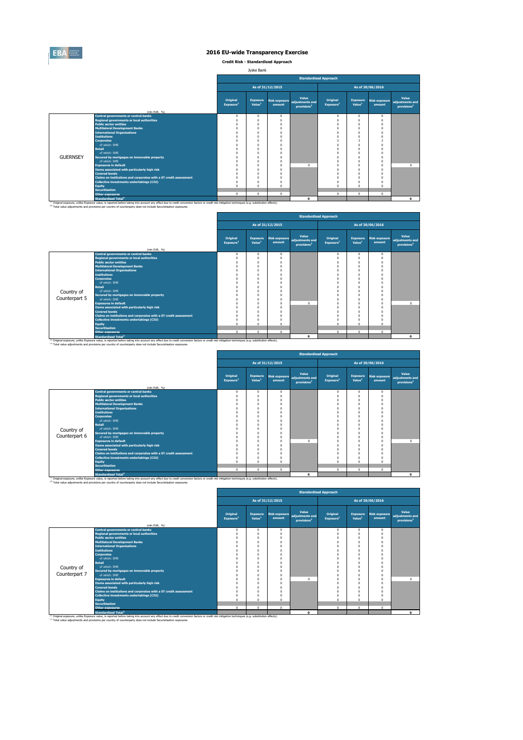# 2016 EU-wide Transparency Exercise

**Credit Risk - Standardised Approach**

Jyske Bank

| | (mln EUR, %) | Standardised Approach | | | | | | | |
|---|---|---|---|---|---|---|---|---|---|
| | | As of 31/12/2015 | | | | As of 30/06/2016 | | | |
| | | Original Exposure[1] | Exposure Value[1] | Risk exposure amount | Value adjustments and provisions[2] | Original Exposure[1] | Exposure Value[1] | Risk exposure amount | Value adjustments and provisions[2] |
| GUERNSEY | Central governments or central banks | 0 | 0 | 0 | | 0 | 0 | 0 | |
| | Regional governments or local authorities | 0 | 0 | 0 | | 0 | 0 | 0 | |
| | Public sector entities | 0 | 0 | 0 | | 0 | 0 | 0 | |
| | Multilateral Development Banks | 0 | 0 | 0 | | 0 | 0 | 0 | |
| | International Organisations | 0 | 0 | 0 | | 0 | 0 | 0 | |
| | Institutions | 0 | 0 | 0 | | 0 | 0 | 0 | |
| | Corporates | 0 | 0 | 0 | | 3 | 3 | 3 | |
| | of which: SME | 0 | 0 | 0 | | 0 | 0 | 0 | |
| | Retail | 0 | 0 | 0 | | 0 | 0 | 0 | |
| | of which: SME | 0 | 0 | 0 | | 0 | 0 | 0 | |
| | Secured by mortgages on immovable property | 0 | 0 | 0 | | 0 | 0 | 0 | |
| | of which: SME | 0 | 0 | 0 | | 0 | 0 | 0 | |
| | Exposures in default | 0 | 0 | 0 | 0 | 0 | 0 | 0 | 0 |
| | Items associated with particularly high risk | 0 | 0 | 0 | | 0 | 0 | 0 | |
| | Covered bonds | 0 | 0 | 0 | | 0 | 0 | 0 | |
| | Claims on institutions and corporates with a ST credit assessment | 0 | 0 | 0 | | 0 | 0 | 0 | |
| | Collective investments undertakings (CIU) | 0 | 0 | 0 | | 0 | 0 | 0 | |
| | Equity | 0 | 0 | 0 | | 0 | 0 | 0 | |
| | Securitisation | | | | | | | | |
| | Other exposures | 0 | 0 | 0 | | 0 | 0 | 0 | |
| | Standardised Total[2] | | | | 0 | | | | 0 |

[1] Original exposure, unlike Exposure value, is reported before taking into account any effect due to credit conversion factors or credit risk mitigation techniques (e.g. substitution effects).
[2] Total value adjustments and provisions per country of counterparty does not include Securitisation exposures

| | (mln EUR, %) | Standardised Approach | | | | | | | |
|---|---|---|---|---|---|---|---|---|---|
| | | As of 31/12/2015 | | | | As of 30/06/2016 | | | |
| | | Original Exposure[1] | Exposure Value[1] | Risk exposure amount | Value adjustments and provisions[2] | Original Exposure[1] | Exposure Value[1] | Risk exposure amount | Value adjustments and provisions[2] |
| Country of Counterpart 5 | Central governments or central banks | 0 | 0 | 0 | | 0 | 0 | 0 | |
| | Regional governments or local authorities | 0 | 0 | 0 | | 0 | 0 | 0 | |
| | Public sector entities | 0 | 0 | 0 | | 0 | 0 | 0 | |
| | Multilateral Development Banks | 0 | 0 | 0 | | 0 | 0 | 0 | |
| | International Organisations | 0 | 0 | 0 | | 0 | 0 | 0 | |
| | Institutions | 0 | 0 | 0 | | 0 | 0 | 0 | |
| | Corporates | 0 | 0 | 0 | | 0 | 0 | 0 | |
| | of which: SME | 0 | 0 | 0 | | 0 | 0 | 0 | |
| | Retail | 0 | 0 | 0 | | 0 | 0 | 0 | |
| | of which: SME | 0 | 0 | 0 | | 0 | 0 | 0 | |
| | Secured by mortgages on immovable property | 0 | 0 | 0 | | 0 | 0 | 0 | |
| | of which: SME | 0 | 0 | 0 | | 0 | 0 | 0 | |
| | Exposures in default | 0 | 0 | 0 | 0 | 0 | 0 | 0 | 0 |
| | Items associated with particularly high risk | 0 | 0 | 0 | | 0 | 0 | 0 | |
| | Covered bonds | 0 | 0 | 0 | | 0 | 0 | 0 | |
| | Claims on institutions and corporates with a ST credit assessment | 0 | 0 | 0 | | 0 | 0 | 0 | |
| | Collective investments undertakings (CIU) | 0 | 0 | 0 | | 0 | 0 | 0 | |
| | Equity | 0 | 0 | 0 | | 0 | 0 | 0 | |
| | Securitisation | | | | | | | | |
| | Other exposures | 0 | 0 | 0 | | 0 | 0 | 0 | |
| | Standardised Total[2] | | | | 0 | | | | 0 |

[1] Original exposure, unlike Exposure value, is reported before taking into account any effect due to credit conversion factors or credit risk mitigation techniques (e.g. substitution effects).
[2] Total value adjustments and provisions per country of counterparty does not include Securitisation exposures

| | (mln EUR, %) | Standardised Approach | | | | | | | |
|---|---|---|---|---|---|---|---|---|---|
| | | As of 31/12/2015 | | | | As of 30/06/2016 | | | |
| | | Original Exposure[1] | Exposure Value[1] | Risk exposure amount | Value adjustments and provisions[2] | Original Exposure[1] | Exposure Value[1] | Risk exposure amount | Value adjustments and provisions[2] |
| Country of Counterpart 6 | Central governments or central banks | 0 | 0 | 0 | | 0 | 0 | 0 | |
| | Regional governments or local authorities | 0 | 0 | 0 | | 0 | 0 | 0 | |
| | Public sector entities | 0 | 0 | 0 | | 0 | 0 | 0 | |
| | Multilateral Development Banks | 0 | 0 | 0 | | 0 | 0 | 0 | |
| | International Organisations | 0 | 0 | 0 | | 0 | 0 | 0 | |
| | Institutions | 0 | 0 | 0 | | 0 | 0 | 0 | |
| | Corporates | 0 | 0 | 0 | | 0 | 0 | 0 | |
| | of which: SME | 0 | 0 | 0 | | 0 | 0 | 0 | |
| | Retail | 0 | 0 | 0 | | 0 | 0 | 0 | |
| | of which: SME | 0 | 0 | 0 | | 0 | 0 | 0 | |
| | Secured by mortgages on immovable property | 0 | 0 | 0 | | 0 | 0 | 0 | |
| | of which: SME | 0 | 0 | 0 | | 0 | 0 | 0 | |
| | Exposures in default | 0 | 0 | 0 | 0 | 0 | 0 | 0 | 0 |
| | Items associated with particularly high risk | 0 | 0 | 0 | | 0 | 0 | 0 | |
| | Covered bonds | 0 | 0 | 0 | | 0 | 0 | 0 | |
| | Claims on institutions and corporates with a ST credit assessment | 0 | 0 | 0 | | 0 | 0 | 0 | |
| | Collective investments undertakings (CIU) | 0 | 0 | 0 | | 0 | 0 | 0 | |
| | Equity | 0 | 0 | 0 | | 0 | 0 | 0 | |
| | Securitisation | | | | | | | | |
| | Other exposures | 0 | 0 | 0 | | 0 | 0 | 0 | |
| | Standardised Total[2] | | | | 0 | | | | 0 |

[1] Original exposure, unlike Exposure value, is reported before taking into account any effect due to credit conversion factors or credit risk mitigation techniques (e.g. substitution effects).
[2] Total value adjustments and provisions per country of counterparty does not include Securitisation exposures

| | (mln EUR, %) | Standardised Approach | | | | | | | |
|---|---|---|---|---|---|---|---|---|---|
| | | As of 31/12/2015 | | | | As of 30/06/2016 | | | |
| | | Original Exposure[1] | Exposure Value[1] | Risk exposure amount | Value adjustments and provisions[2] | Original Exposure[1] | Exposure Value[1] | Risk exposure amount | Value adjustments and provisions[2] |
| Country of Counterpart 7 | Central governments or central banks | 0 | 0 | 0 | | 0 | 0 | 0 | |
| | Regional governments or local authorities | 0 | 0 | 0 | | 0 | 0 | 0 | |
| | Public sector entities | 0 | 0 | 0 | | 0 | 0 | 0 | |
| | Multilateral Development Banks | 0 | 0 | 0 | | 0 | 0 | 0 | |
| | International Organisations | 0 | 0 | 0 | | 0 | 0 | 0 | |
| | Institutions | 0 | 0 | 0 | | 0 | 0 | 0 | |
| | Corporates | 0 | 0 | 0 | | 0 | 0 | 0 | |
| | of which: SME | 0 | 0 | 0 | | 0 | 0 | 0 | |
| | Retail | 0 | 0 | 0 | | 0 | 0 | 0 | |
| | of which: SME | 0 | 0 | 0 | | 0 | 0 | 0 | |
| | Secured by mortgages on immovable property | 0 | 0 | 0 | | 0 | 0 | 0 | |
| | of which: SME | 0 | 0 | 0 | | 0 | 0 | 0 | |
| | Exposures in default | 0 | 0 | 0 | 0 | 0 | 0 | 0 | 0 |
| | Items associated with particularly high risk | 0 | 0 | 0 | | 0 | 0 | 0 | |
| | Covered bonds | 0 | 0 | 0 | | 0 | 0 | 0 | |
| | Claims on institutions and corporates with a ST credit assessment | 0 | 0 | 0 | | 0 | 0 | 0 | |
| | Collective investments undertakings (CIU) | 0 | 0 | 0 | | 0 | 0 | 0 | |
| | Equity | 0 | 0 | 0 | | 0 | 0 | 0 | |
| | Securitisation | | | | | | | | |
| | Other exposures | 0 | 0 | 0 | | 0 | 0 | 0 | |
| | Standardised Total[2] | | | | 0 | | | | 0 |

[1] Original exposure, unlike Exposure value, is reported before taking into account any effect due to credit conversion factors or credit risk mitigation techniques (e.g. substitution effects).
[2] Total value adjustments and provisions per country of counterparty does not include Securitisation exposures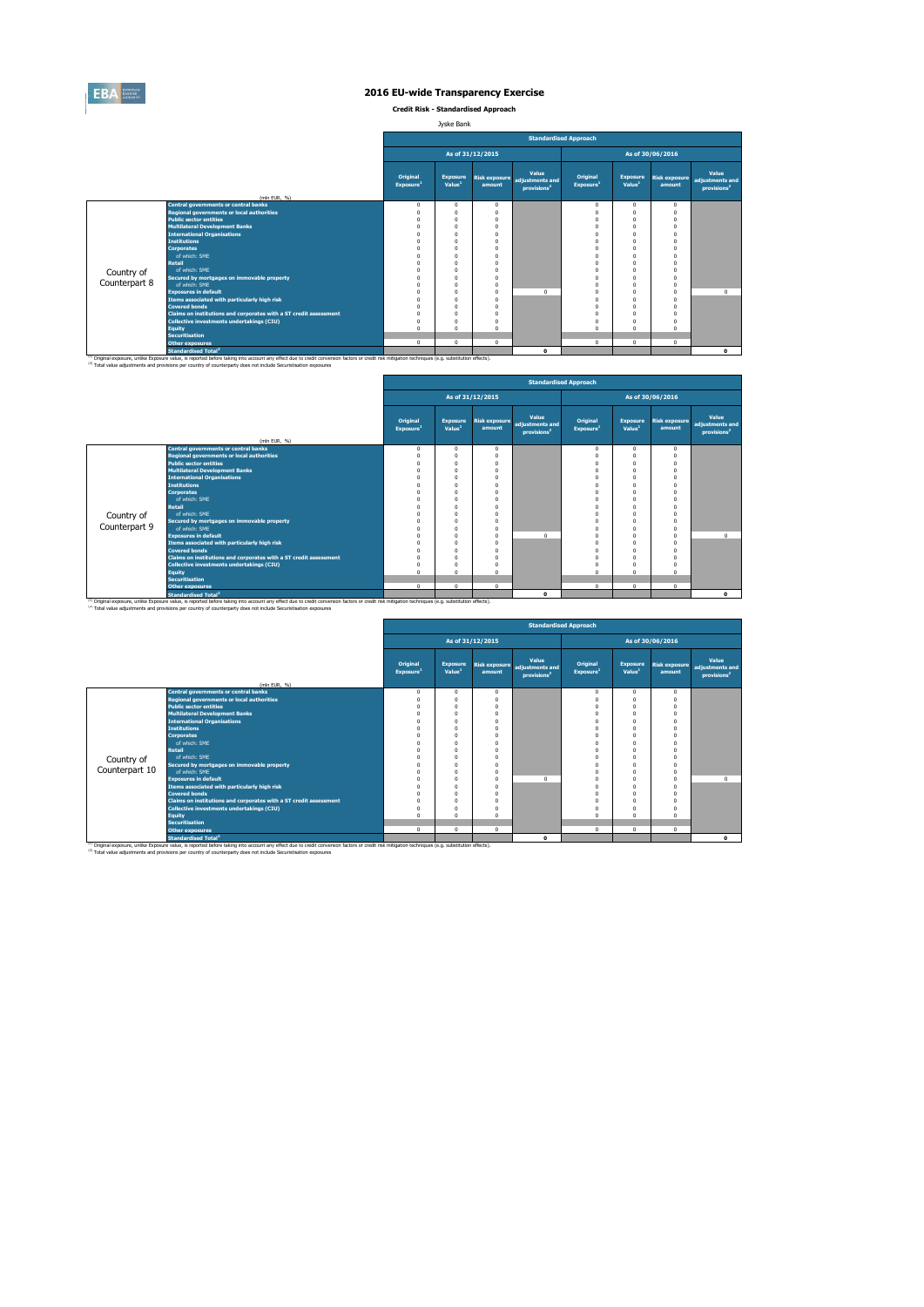# 2016 EU-wide Transparency Exercise

**Credit Risk - Standardised Approach**

Jyske Bank

| | (mln EUR, %) | Standardised Approach | | | | | | | |
|---|---|---|---|---|---|---|---|---|---|
| | | As of 31/12/2015 | | | | As of 30/06/2016 | | | |
| | | Original Exposure[1] | Exposure Value[1] | Risk exposure amount | Value adjustments and provisions[2] | Original Exposure[1] | Exposure Value[1] | Risk exposure amount | Value adjustments and provisions[2] |
| Country of Counterpart 8 | Central governments or central banks | 0 | 0 | 0 | | 0 | 0 | 0 | |
| | Regional governments or local authorities | 0 | 0 | 0 | | 0 | 0 | 0 | |
| | Public sector entities | 0 | 0 | 0 | | 0 | 0 | 0 | |
| | Multilateral Development Banks | 0 | 0 | 0 | | 0 | 0 | 0 | |
| | International Organisations | 0 | 0 | 0 | | 0 | 0 | 0 | |
| | Institutions | 0 | 0 | 0 | | 0 | 0 | 0 | |
| | Corporates | 0 | 0 | 0 | | 0 | 0 | 0 | |
| | of which: SME | 0 | 0 | 0 | | 0 | 0 | 0 | |
| | Retail | 0 | 0 | 0 | | 0 | 0 | 0 | |
| | of which: SME | 0 | 0 | 0 | | 0 | 0 | 0 | |
| | Secured by mortgages on immovable property | 0 | 0 | 0 | | 0 | 0 | 0 | |
| | of which: SME | 0 | 0 | 0 | | 0 | 0 | 0 | |
| | Exposures in default | 0 | 0 | 0 | 0 | 0 | 0 | 0 | 0 |
| | Items associated with particularly high risk | 0 | 0 | 0 | | 0 | 0 | 0 | |
| | Covered bonds | 0 | 0 | 0 | | 0 | 0 | 0 | |
| | Claims on institutions and corporates with a ST credit assessment | 0 | 0 | 0 | | 0 | 0 | 0 | |
| | Collective investments undertakings (CIU) | 0 | 0 | 0 | | 0 | 0 | 0 | |
| | Equity | 0 | 0 | 0 | | 0 | 0 | 0 | |
| | Securitisation | | | | | | | | |
| | Other exposures | 0 | 0 | 0 | | 0 | 0 | 0 | |
| | Standardised Total[2] | | | | 0 | | | | 0 |

[1] Original exposure, unlike Exposure value, is reported before taking into account any effect due to credit conversion factors or credit risk mitigation techniques (e.g. substitution effects).
[2] Total value adjustments and provisions per country of counterparty does not include Securitisation exposures

| | (mln EUR, %) | Standardised Approach | | | | | | | |
|---|---|---|---|---|---|---|---|---|---|
| | | As of 31/12/2015 | | | | As of 30/06/2016 | | | |
| | | Original Exposure[1] | Exposure Value[1] | Risk exposure amount | Value adjustments and provisions[2] | Original Exposure[1] | Exposure Value[1] | Risk exposure amount | Value adjustments and provisions[2] |
| Country of Counterpart 9 | Central governments or central banks | 0 | 0 | 0 | | 0 | 0 | 0 | |
| | Regional governments or local authorities | 0 | 0 | 0 | | 0 | 0 | 0 | |
| | Public sector entities | 0 | 0 | 0 | | 0 | 0 | 0 | |
| | Multilateral Development Banks | 0 | 0 | 0 | | 0 | 0 | 0 | |
| | International Organisations | 0 | 0 | 0 | | 0 | 0 | 0 | |
| | Institutions | 0 | 0 | 0 | | 0 | 0 | 0 | |
| | Corporates | 0 | 0 | 0 | | 0 | 0 | 0 | |
| | of which: SME | 0 | 0 | 0 | | 0 | 0 | 0 | |
| | Retail | 0 | 0 | 0 | | 0 | 0 | 0 | |
| | of which: SME | 0 | 0 | 0 | | 0 | 0 | 0 | |
| | Secured by mortgages on immovable property | 0 | 0 | 0 | | 0 | 0 | 0 | |
| | of which: SME | 0 | 0 | 0 | | 0 | 0 | 0 | |
| | Exposures in default | 0 | 0 | 0 | 0 | 0 | 0 | 0 | 0 |
| | Items associated with particularly high risk | 0 | 0 | 0 | | 0 | 0 | 0 | |
| | Covered bonds | 0 | 0 | 0 | | 0 | 0 | 0 | |
| | Claims on institutions and corporates with a ST credit assessment | 0 | 0 | 0 | | 0 | 0 | 0 | |
| | Collective investments undertakings (CIU) | 0 | 0 | 0 | | 0 | 0 | 0 | |
| | Equity | 0 | 0 | 0 | | 0 | 0 | 0 | |
| | Securitisation | | | | | | | | |
| | Other exposures | 0 | 0 | 0 | | 0 | 0 | 0 | |
| | Standardised Total[2] | | | | 0 | | | | 0 |

[1] Original exposure, unlike Exposure value, is reported before taking into account any effect due to credit conversion factors or credit risk mitigation techniques (e.g. substitution effects).
[2] Total value adjustments and provisions per country of counterparty does not include Securitisation exposures

| | (mln EUR, %) | Standardised Approach | | | | | | | |
|---|---|---|---|---|---|---|---|---|---|
| | | As of 31/12/2015 | | | | As of 30/06/2016 | | | |
| | | Original Exposure[1] | Exposure Value[1] | Risk exposure amount | Value adjustments and provisions[2] | Original Exposure[1] | Exposure Value[1] | Risk exposure amount | Value adjustments and provisions[2] |
| Country of Counterpart 10 | Central governments or central banks | 0 | 0 | 0 | | 0 | 0 | 0 | |
| | Regional governments or local authorities | 0 | 0 | 0 | | 0 | 0 | 0 | |
| | Public sector entities | 0 | 0 | 0 | | 0 | 0 | 0 | |
| | Multilateral Development Banks | 0 | 0 | 0 | | 0 | 0 | 0 | |
| | International Organisations | 0 | 0 | 0 | | 0 | 0 | 0 | |
| | Institutions | 0 | 0 | 0 | | 0 | 0 | 0 | |
| | Corporates | 0 | 0 | 0 | | 0 | 0 | 0 | |
| | of which: SME | 0 | 0 | 0 | | 0 | 0 | 0 | |
| | Retail | 0 | 0 | 0 | | 0 | 0 | 0 | |
| | of which: SME | 0 | 0 | 0 | | 0 | 0 | 0 | |
| | Secured by mortgages on immovable property | 0 | 0 | 0 | | 0 | 0 | 0 | |
| | of which: SME | 0 | 0 | 0 | | 0 | 0 | 0 | |
| | Exposures in default | 0 | 0 | 0 | 0 | 0 | 0 | 0 | 0 |
| | Items associated with particularly high risk | 0 | 0 | 0 | | 0 | 0 | 0 | |
| | Covered bonds | 0 | 0 | 0 | | 0 | 0 | 0 | |
| | Claims on institutions and corporates with a ST credit assessment | 0 | 0 | 0 | | 0 | 0 | 0 | |
| | Collective investments undertakings (CIU) | 0 | 0 | 0 | | 0 | 0 | 0 | |
| | Equity | 0 | 0 | 0 | | 0 | 0 | 0 | |
| | Securitisation | | | | | | | | |
| | Other exposures | 0 | 0 | 0 | | 0 | 0 | 0 | |
| | Standardised Total[2] | | | | 0 | | | | 0 |

[1] Original exposure, unlike Exposure value, is reported before taking into account any effect due to credit conversion factors or credit risk mitigation techniques (e.g. substitution effects).
[2] Total value adjustments and provisions per country of counterparty does not include Securitisation exposures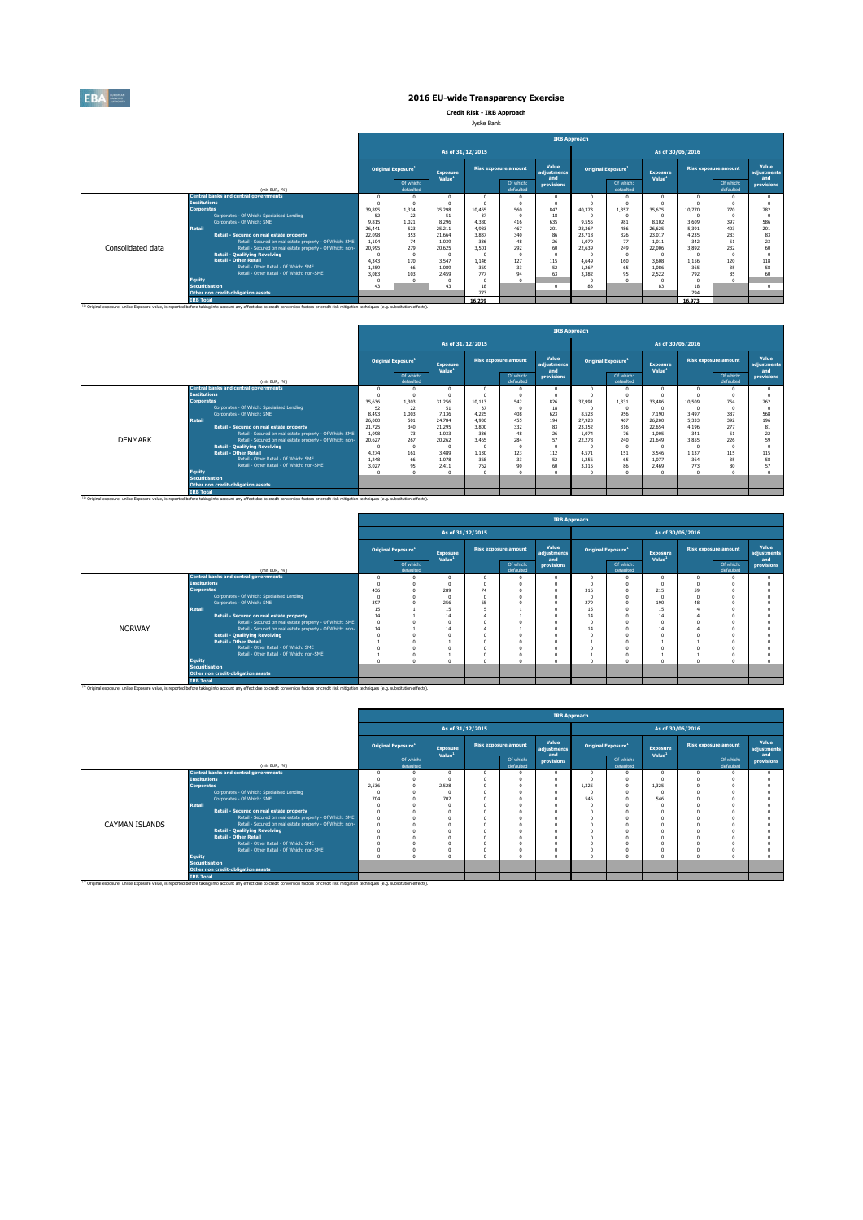# 2016 EU-wide Transparency Exercise

**Credit Risk - IRB Approach**

Jyske Bank

## Consolidated data

| (mln EUR, %) | As of 31/12/2015 Original Exposure[1] | Of which: defaulted | Exposure Value[1] | Risk exposure amount | Of which: defaulted | Value adjustments and provisions | As of 30/06/2016 Original Exposure[1] | Of which: defaulted | Exposure Value[1] | Risk exposure amount | Of which: defaulted | Value adjustments and provisions |
|---|---|---|---|---|---|---|---|---|---|---|---|---|
| Central banks and central governments | 0 | 0 | 0 | 0 | 0 | 0 | 0 | 0 | 0 | 0 | 0 | 0 |
| Institutions | 0 | 0 | 0 | 0 | 0 | 0 | 0 | 0 | 0 | 0 | 0 | 0 |
| Corporates | 39,895 | 1,334 | 35,298 | 10,465 | 560 | 847 | 40,373 | 1,357 | 35,675 | 10,770 | 770 | 782 |
| Corporates - Of Which: Specialised Lending | 52 | 22 | 51 | 37 | 0 | 18 | 0 | 0 | 0 | 0 | 0 | 0 |
| Corporates - Of Which: SME | 9,815 | 1,021 | 8,296 | 4,380 | 416 | 635 | 9,555 | 981 | 8,102 | 3,609 | 397 | 586 |
| Retail | 26,441 | 523 | 25,211 | 4,983 | 467 | 201 | 28,367 | 486 | 26,625 | 5,391 | 403 | 201 |
| Retail - Secured on real estate property | 22,098 | 353 | 21,664 | 3,837 | 340 | 86 | 23,718 | 326 | 23,017 | 4,235 | 283 | 83 |
| Retail - Secured on real estate property - Of Which: SME | 1,104 | 74 | 1,039 | 336 | 48 | 26 | 1,079 | 77 | 1,011 | 342 | 51 | 23 |
| Retail - Secured on real estate property - Of Which: non-SME | 20,995 | 279 | 20,625 | 3,501 | 292 | 60 | 22,639 | 249 | 22,006 | 3,892 | 232 | 60 |
| Retail - Qualifying Revolving | 0 | 0 | 0 | 0 | 0 | 0 | 0 | 0 | 0 | 0 | 0 | 0 |
| Retail - Other Retail | 4,343 | 170 | 3,547 | 1,146 | 127 | 115 | 4,649 | 160 | 3,608 | 1,156 | 120 | 118 |
| Retail - Other Retail - Of Which: SME | 1,259 | 66 | 1,089 | 369 | 33 | 52 | 1,267 | 65 | 1,086 | 365 | 35 | 58 |
| Retail - Other Retail - Of Which: non-SME | 3,083 | 103 | 2,459 | 777 | 94 | 63 | 3,382 | 95 | 2,522 | 792 | 85 | 60 |
| Equity | 0 | | 0 | 0 | 0 | | 0 | | 0 | 0 | 0 | |
| Securitisation | 43 | | 43 | 18 | | 0 | 83 | | 83 | 18 | | 0 |
| Other non credit-obligation assets | | | | 773 | | | | | | 794 | | |
| IRB Total | | | | 16,239 | | | | | | 16,973 | | |

[1] Original exposure, unlike Exposure value, is reported before taking into account any effect due to credit conversion factors or credit risk mitigation techniques (e.g. substitution effects).

## DENMARK

| (mln EUR, %) | As of 31/12/2015 Original Exposure[1] | Of which: defaulted | Exposure Value[1] | Risk exposure amount | Of which: defaulted | Value adjustments and provisions | As of 30/06/2016 Original Exposure[1] | Of which: defaulted | Exposure Value[1] | Risk exposure amount | Of which: defaulted | Value adjustments and provisions |
|---|---|---|---|---|---|---|---|---|---|---|---|---|
| Central banks and central governments | 0 | 0 | 0 | 0 | 0 | 0 | 0 | 0 | 0 | 0 | 0 | 0 |
| Institutions | 0 | 0 | 0 | 0 | 0 | 0 | 0 | 0 | 0 | 0 | 0 | 0 |
| Corporates | 35,636 | 1,303 | 31,256 | 10,113 | 542 | 826 | 37,991 | 1,331 | 33,486 | 10,509 | 754 | 762 |
| Corporates - Of Which: Specialised Lending | 52 | 22 | 51 | 37 | 0 | 18 | 0 | 0 | 0 | 0 | 0 | 0 |
| Corporates - Of Which: SME | 8,493 | 1,003 | 7,136 | 4,225 | 408 | 623 | 8,523 | 956 | 7,190 | 3,497 | 387 | 568 |
| Retail | 26,000 | 501 | 24,784 | 4,930 | 455 | 194 | 27,923 | 467 | 26,200 | 5,333 | 392 | 196 |
| Retail - Secured on real estate property | 21,725 | 340 | 21,295 | 3,800 | 332 | 83 | 23,352 | 316 | 22,654 | 4,196 | 277 | 81 |
| Retail - Secured on real estate property - Of Which: SME | 1,098 | 73 | 1,033 | 336 | 48 | 26 | 1,074 | 76 | 1,005 | 341 | 51 | 22 |
| Retail - Secured on real estate property - Of Which: non-SME | 20,627 | 267 | 20,262 | 3,465 | 284 | 57 | 22,278 | 240 | 21,649 | 3,855 | 226 | 59 |
| Retail - Qualifying Revolving | 0 | 0 | 0 | 0 | 0 | 0 | 0 | 0 | 0 | 0 | 0 | 0 |
| Retail - Other Retail | 4,274 | 161 | 3,489 | 1,130 | 123 | 112 | 4,571 | 151 | 3,546 | 1,137 | 115 | 115 |
| Retail - Other Retail - Of Which: SME | 1,248 | 66 | 1,078 | 368 | 33 | 52 | 1,256 | 65 | 1,077 | 364 | 35 | 58 |
| Retail - Other Retail - Of Which: non-SME | 3,027 | 95 | 2,411 | 762 | 90 | 60 | 3,315 | 86 | 2,469 | 773 | 80 | 57 |
| Equity | 0 | 0 | 0 | 0 | 0 | 0 | 0 | 0 | 0 | 0 | 0 | 0 |
| Securitisation | | | | | | | | | | | | |
| Other non credit-obligation assets | | | | | | | | | | | | |
| IRB Total | | | | | | | | | | | | |

[1] Original exposure, unlike Exposure value, is reported before taking into account any effect due to credit conversion factors or credit risk mitigation techniques (e.g. substitution effects).

## NORWAY

| (mln EUR, %) | As of 31/12/2015 Original Exposure[1] | Of which: defaulted | Exposure Value[1] | Risk exposure amount | Of which: defaulted | Value adjustments and provisions | As of 30/06/2016 Original Exposure[1] | Of which: defaulted | Exposure Value[1] | Risk exposure amount | Of which: defaulted | Value adjustments and provisions |
|---|---|---|---|---|---|---|---|---|---|---|---|---|
| Central banks and central governments | 0 | 0 | 0 | 0 | 0 | 0 | 0 | 0 | 0 | 0 | 0 | 0 |
| Institutions | 0 | 0 | 0 | 0 | 0 | 0 | 0 | 0 | 0 | 0 | 0 | 0 |
| Corporates | 436 | 0 | 289 | 74 | 0 | 0 | 316 | 0 | 215 | 59 | 0 | 0 |
| Corporates - Of Which: Specialised Lending | 0 | 0 | 0 | 0 | 0 | 0 | 0 | 0 | 0 | 0 | 0 | 0 |
| Corporates - Of Which: SME | 397 | 0 | 256 | 65 | 0 | 0 | 279 | 0 | 190 | 48 | 0 | 0 |
| Retail | 15 | 1 | 15 | 5 | 1 | 0 | 15 | 0 | 15 | 4 | 0 | 0 |
| Retail - Secured on real estate property | 14 | 1 | 14 | 4 | 1 | 0 | 14 | 0 | 14 | 4 | 0 | 0 |
| Retail - Secured on real estate property - Of Which: SME | 0 | 0 | 0 | 0 | 0 | 0 | 0 | 0 | 0 | 0 | 0 | 0 |
| Retail - Secured on real estate property - Of Which: non-SME | 14 | 1 | 14 | 4 | 1 | 0 | 14 | 0 | 14 | 4 | 0 | 0 |
| Retail - Qualifying Revolving | 0 | 0 | 0 | 0 | 0 | 0 | 0 | 0 | 0 | 0 | 0 | 0 |
| Retail - Other Retail | 1 | 0 | 1 | 1 | 0 | 0 | 1 | 0 | 1 | 1 | 0 | 0 |
| Retail - Other Retail - Of Which: SME | 0 | 0 | 0 | 0 | 0 | 0 | 0 | 0 | 0 | 0 | 0 | 0 |
| Retail - Other Retail - Of Which: non-SME | 1 | 0 | 1 | 0 | 0 | 0 | 1 | 0 | 1 | 1 | 0 | 0 |
| Equity | 0 | 0 | 0 | 0 | 0 | 0 | 0 | 0 | 0 | 0 | 0 | 0 |
| Securitisation | | | | | | | | | | | | |
| Other non credit-obligation assets | | | | | | | | | | | | |
| IRB Total | | | | | | | | | | | | |

[1] Original exposure, unlike Exposure value, is reported before taking into account any effect due to credit conversion factors or credit risk mitigation techniques (e.g. substitution effects).

## CAYMAN ISLANDS

| (mln EUR, %) | As of 31/12/2015 Original Exposure[1] | Of which: defaulted | Exposure Value[1] | Risk exposure amount | Of which: defaulted | Value adjustments and provisions | As of 30/06/2016 Original Exposure[1] | Of which: defaulted | Exposure Value[1] | Risk exposure amount | Of which: defaulted | Value adjustments and provisions |
|---|---|---|---|---|---|---|---|---|---|---|---|---|
| Central banks and central governments | 0 | 0 | 0 | 0 | 0 | 0 | 0 | 0 | 0 | 0 | 0 | 0 |
| Institutions | 0 | 0 | 0 | 0 | 0 | 0 | 0 | 0 | 0 | 0 | 0 | 0 |
| Corporates | 2,536 | 0 | 2,528 | 0 | 0 | 0 | 1,325 | 0 | 1,325 | 0 | 0 | 0 |
| Corporates - Of Which: Specialised Lending | 0 | 0 | 0 | 0 | 0 | 0 | 0 | 0 | 0 | 0 | 0 | 0 |
| Corporates - Of Which: SME | 704 | 0 | 702 | 0 | 0 | 0 | 546 | 0 | 546 | 0 | 0 | 0 |
| Retail | 0 | 0 | 0 | 0 | 0 | 0 | 0 | 0 | 0 | 0 | 0 | 0 |
| Retail - Secured on real estate property | 0 | 0 | 0 | 0 | 0 | 0 | 0 | 0 | 0 | 0 | 0 | 0 |
| Retail - Secured on real estate property - Of Which: SME | 0 | 0 | 0 | 0 | 0 | 0 | 0 | 0 | 0 | 0 | 0 | 0 |
| Retail - Secured on real estate property - Of Which: non-SME | 0 | 0 | 0 | 0 | 0 | 0 | 0 | 0 | 0 | 0 | 0 | 0 |
| Retail - Qualifying Revolving | 0 | 0 | 0 | 0 | 0 | 0 | 0 | 0 | 0 | 0 | 0 | 0 |
| Retail - Other Retail | 0 | 0 | 0 | 0 | 0 | 0 | 0 | 0 | 0 | 0 | 0 | 0 |
| Retail - Other Retail - Of Which: SME | 0 | 0 | 0 | 0 | 0 | 0 | 0 | 0 | 0 | 0 | 0 | 0 |
| Retail - Other Retail - Of Which: non-SME | 0 | 0 | 0 | 0 | 0 | 0 | 0 | 0 | 0 | 0 | 0 | 0 |
| Equity | 0 | 0 | 0 | 0 | 0 | 0 | 0 | 0 | 0 | 0 | 0 | 0 |
| Securitisation | | | | | | | | | | | | |
| Other non credit-obligation assets | | | | | | | | | | | | |
| IRB Total | | | | | | | | | | | | |

[1] Original exposure, unlike Exposure value, is reported before taking into account any effect due to credit conversion factors or credit risk mitigation techniques (e.g. substitution effects).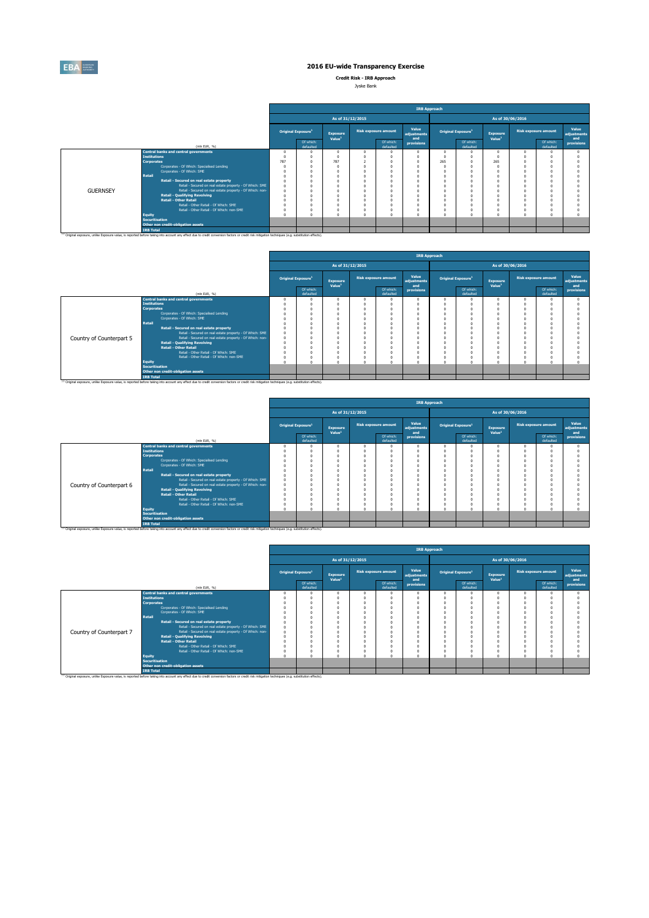# 2016 EU-wide Transparency Exercise

**Credit Risk - IRB Approach**

Jyske Bank

| | (mln EUR, %) | IRB Approach | | | | | | | | | | | |
|---|---|---|---|---|---|---|---|---|---|---|---|---|---|
| | | As of 31/12/2015 | | | | | | As of 30/06/2016 | | | | | |
| | | Original Exposure[1] | | Exposure Value[1] | Risk exposure amount | | Value adjustments and provisions | Original Exposure[1] | | Exposure Value[1] | Risk exposure amount | | Value adjustments and provisions |
| | | | Of which: defaulted | | | Of which: defaulted | | | Of which: defaulted | | | Of which: defaulted | |
| GUERNSEY | Central banks and central governments | 0 | 0 | 0 | 0 | 0 | 0 | 0 | 0 | 0 | 0 | 0 | 0 |
| | Institutions | 0 | 0 | 0 | 0 | 0 | 0 | 0 | 0 | 0 | 0 | 0 | 0 |
| | Corporates | 787 | 0 | 787 | 2 | 0 | 0 | 265 | 0 | 265 | 0 | 0 | 0 |
| | Corporates - Of Which: Specialised Lending | 0 | 0 | 0 | 0 | 0 | 0 | 0 | 0 | 0 | 0 | 0 | 0 |
| | Corporates - Of Which: SME | 0 | 0 | 0 | 0 | 0 | 0 | 0 | 0 | 0 | 0 | 0 | 0 |
| | Retail | 0 | 0 | 0 | 0 | 0 | 0 | 0 | 0 | 0 | 0 | 0 | 0 |
| | Retail - Secured on real estate property | 0 | 0 | 0 | 0 | 0 | 0 | 0 | 0 | 0 | 0 | 0 | 0 |
| | Retail - Secured on real estate property - Of Which: SME | 0 | 0 | 0 | 0 | 0 | 0 | 0 | 0 | 0 | 0 | 0 | 0 |
| | Retail - Secured on real estate property - Of Which: non-SME | 0 | 0 | 0 | 0 | 0 | 0 | 0 | 0 | 0 | 0 | 0 | 0 |
| | Retail - Qualifying Revolving | 0 | 0 | 0 | 0 | 0 | 0 | 0 | 0 | 0 | 0 | 0 | 0 |
| | Retail - Other Retail | 0 | 0 | 0 | 0 | 0 | 0 | 0 | 0 | 0 | 0 | 0 | 0 |
| | Retail - Other Retail - Of Which: SME | 0 | 0 | 0 | 0 | 0 | 0 | 0 | 0 | 0 | 0 | 0 | 0 |
| | Retail - Other Retail - Of Which: non-SME | 0 | 0 | 0 | 0 | 0 | 0 | 0 | 0 | 0 | 0 | 0 | 0 |
| | Equity | 0 | 0 | 0 | 0 | 0 | 0 | 0 | 0 | 0 | 0 | 0 | 0 |
| | Securitisation | | | | | | | | | | | | |
| | Other non credit-obligation assets | | | | | | | | | | | | |
| | IRB Total | | | | | | | | | | | | |

(1) Original exposure, unlike Exposure value, is reported before taking into account any effect due to credit conversion factors or credit risk mitigation techniques (e.g. substitution effects).

| | (mln EUR, %) | IRB Approach | | | | | | | | | | | |
|---|---|---|---|---|---|---|---|---|---|---|---|---|---|
| | | As of 31/12/2015 | | | | | | As of 30/06/2016 | | | | | |
| | | Original Exposure[1] | | Exposure Value[1] | Risk exposure amount | | Value adjustments and provisions | Original Exposure[1] | | Exposure Value[1] | Risk exposure amount | | Value adjustments and provisions |
| | | | Of which: defaulted | | | Of which: defaulted | | | Of which: defaulted | | | Of which: defaulted | |
| Country of Counterpart 5 | Central banks and central governments | 0 | 0 | 0 | 0 | 0 | 0 | 0 | 0 | 0 | 0 | 0 | 0 |
| | Institutions | 0 | 0 | 0 | 0 | 0 | 0 | 0 | 0 | 0 | 0 | 0 | 0 |
| | Corporates | 0 | 0 | 0 | 0 | 0 | 0 | 0 | 0 | 0 | 0 | 0 | 0 |
| | Corporates - Of Which: Specialised Lending | 0 | 0 | 0 | 0 | 0 | 0 | 0 | 0 | 0 | 0 | 0 | 0 |
| | Corporates - Of Which: SME | 0 | 0 | 0 | 0 | 0 | 0 | 0 | 0 | 0 | 0 | 0 | 0 |
| | Retail | 0 | 0 | 0 | 0 | 0 | 0 | 0 | 0 | 0 | 0 | 0 | 0 |
| | Retail - Secured on real estate property | 0 | 0 | 0 | 0 | 0 | 0 | 0 | 0 | 0 | 0 | 0 | 0 |
| | Retail - Secured on real estate property - Of Which: SME | 0 | 0 | 0 | 0 | 0 | 0 | 0 | 0 | 0 | 0 | 0 | 0 |
| | Retail - Secured on real estate property - Of Which: non-SME | 0 | 0 | 0 | 0 | 0 | 0 | 0 | 0 | 0 | 0 | 0 | 0 |
| | Retail - Qualifying Revolving | 0 | 0 | 0 | 0 | 0 | 0 | 0 | 0 | 0 | 0 | 0 | 0 |
| | Retail - Other Retail | 0 | 0 | 0 | 0 | 0 | 0 | 0 | 0 | 0 | 0 | 0 | 0 |
| | Retail - Other Retail - Of Which: SME | 0 | 0 | 0 | 0 | 0 | 0 | 0 | 0 | 0 | 0 | 0 | 0 |
| | Retail - Other Retail - Of Which: non-SME | 0 | 0 | 0 | 0 | 0 | 0 | 0 | 0 | 0 | 0 | 0 | 0 |
| | Equity | 0 | 0 | 0 | 0 | 0 | 0 | 0 | 0 | 0 | 0 | 0 | 0 |
| | Securitisation | | | | | | | | | | | | |
| | Other non credit-obligation assets | | | | | | | | | | | | |
| | IRB Total | | | | | | | | | | | | |

(1) Original exposure, unlike Exposure value, is reported before taking into account any effect due to credit conversion factors or credit risk mitigation techniques (e.g. substitution effects).

| | (mln EUR, %) | IRB Approach | | | | | | | | | | | |
|---|---|---|---|---|---|---|---|---|---|---|---|---|---|
| | | As of 31/12/2015 | | | | | | As of 30/06/2016 | | | | | |
| | | Original Exposure[1] | | Exposure Value[1] | Risk exposure amount | | Value adjustments and provisions | Original Exposure[1] | | Exposure Value[1] | Risk exposure amount | | Value adjustments and provisions |
| | | | Of which: defaulted | | | Of which: defaulted | | | Of which: defaulted | | | Of which: defaulted | |
| Country of Counterpart 6 | Central banks and central governments | 0 | 0 | 0 | 0 | 0 | 0 | 0 | 0 | 0 | 0 | 0 | 0 |
| | Institutions | 0 | 0 | 0 | 0 | 0 | 0 | 0 | 0 | 0 | 0 | 0 | 0 |
| | Corporates | 0 | 0 | 0 | 0 | 0 | 0 | 0 | 0 | 0 | 0 | 0 | 0 |
| | Corporates - Of Which: Specialised Lending | 0 | 0 | 0 | 0 | 0 | 0 | 0 | 0 | 0 | 0 | 0 | 0 |
| | Corporates - Of Which: SME | 0 | 0 | 0 | 0 | 0 | 0 | 0 | 0 | 0 | 0 | 0 | 0 |
| | Retail | 0 | 0 | 0 | 0 | 0 | 0 | 0 | 0 | 0 | 0 | 0 | 0 |
| | Retail - Secured on real estate property | 0 | 0 | 0 | 0 | 0 | 0 | 0 | 0 | 0 | 0 | 0 | 0 |
| | Retail - Secured on real estate property - Of Which: SME | 0 | 0 | 0 | 0 | 0 | 0 | 0 | 0 | 0 | 0 | 0 | 0 |
| | Retail - Secured on real estate property - Of Which: non-SME | 0 | 0 | 0 | 0 | 0 | 0 | 0 | 0 | 0 | 0 | 0 | 0 |
| | Retail - Qualifying Revolving | 0 | 0 | 0 | 0 | 0 | 0 | 0 | 0 | 0 | 0 | 0 | 0 |
| | Retail - Other Retail | 0 | 0 | 0 | 0 | 0 | 0 | 0 | 0 | 0 | 0 | 0 | 0 |
| | Retail - Other Retail - Of Which: SME | 0 | 0 | 0 | 0 | 0 | 0 | 0 | 0 | 0 | 0 | 0 | 0 |
| | Retail - Other Retail - Of Which: non-SME | 0 | 0 | 0 | 0 | 0 | 0 | 0 | 0 | 0 | 0 | 0 | 0 |
| | Equity | 0 | 0 | 0 | 0 | 0 | 0 | 0 | 0 | 0 | 0 | 0 | 0 |
| | Securitisation | | | | | | | | | | | | |
| | Other non credit-obligation assets | | | | | | | | | | | | |
| | IRB Total | | | | | | | | | | | | |

(1) Original exposure, unlike Exposure value, is reported before taking into account any effect due to credit conversion factors or credit risk mitigation techniques (e.g. substitution effects).

| | (mln EUR, %) | IRB Approach | | | | | | | | | | | |
|---|---|---|---|---|---|---|---|---|---|---|---|---|---|
| | | As of 31/12/2015 | | | | | | As of 30/06/2016 | | | | | |
| | | Original Exposure[1] | | Exposure Value[1] | Risk exposure amount | | Value adjustments and provisions | Original Exposure[1] | | Exposure Value[1] | Risk exposure amount | | Value adjustments and provisions |
| | | | Of which: defaulted | | | Of which: defaulted | | | Of which: defaulted | | | Of which: defaulted | |
| Country of Counterpart 7 | Central banks and central governments | 0 | 0 | 0 | 0 | 0 | 0 | 0 | 0 | 0 | 0 | 0 | 0 |
| | Institutions | 0 | 0 | 0 | 0 | 0 | 0 | 0 | 0 | 0 | 0 | 0 | 0 |
| | Corporates | 0 | 0 | 0 | 0 | 0 | 0 | 0 | 0 | 0 | 0 | 0 | 0 |
| | Corporates - Of Which: Specialised Lending | 0 | 0 | 0 | 0 | 0 | 0 | 0 | 0 | 0 | 0 | 0 | 0 |
| | Corporates - Of Which: SME | 0 | 0 | 0 | 0 | 0 | 0 | 0 | 0 | 0 | 0 | 0 | 0 |
| | Retail | 0 | 0 | 0 | 0 | 0 | 0 | 0 | 0 | 0 | 0 | 0 | 0 |
| | Retail - Secured on real estate property | 0 | 0 | 0 | 0 | 0 | 0 | 0 | 0 | 0 | 0 | 0 | 0 |
| | Retail - Secured on real estate property - Of Which: SME | 0 | 0 | 0 | 0 | 0 | 0 | 0 | 0 | 0 | 0 | 0 | 0 |
| | Retail - Secured on real estate property - Of Which: non-SME | 0 | 0 | 0 | 0 | 0 | 0 | 0 | 0 | 0 | 0 | 0 | 0 |
| | Retail - Qualifying Revolving | 0 | 0 | 0 | 0 | 0 | 0 | 0 | 0 | 0 | 0 | 0 | 0 |
| | Retail - Other Retail | 0 | 0 | 0 | 0 | 0 | 0 | 0 | 0 | 0 | 0 | 0 | 0 |
| | Retail - Other Retail - Of Which: SME | 0 | 0 | 0 | 0 | 0 | 0 | 0 | 0 | 0 | 0 | 0 | 0 |
| | Retail - Other Retail - Of Which: non-SME | 0 | 0 | 0 | 0 | 0 | 0 | 0 | 0 | 0 | 0 | 0 | 0 |
| | Equity | 0 | 0 | 0 | 0 | 0 | 0 | 0 | 0 | 0 | 0 | 0 | 0 |
| | Securitisation | | | | | | | | | | | | |
| | Other non credit-obligation assets | | | | | | | | | | | | |
| | IRB Total | | | | | | | | | | | | |

(1) Original exposure, unlike Exposure value, is reported before taking into account any effect due to credit conversion factors or credit risk mitigation techniques (e.g. substitution effects).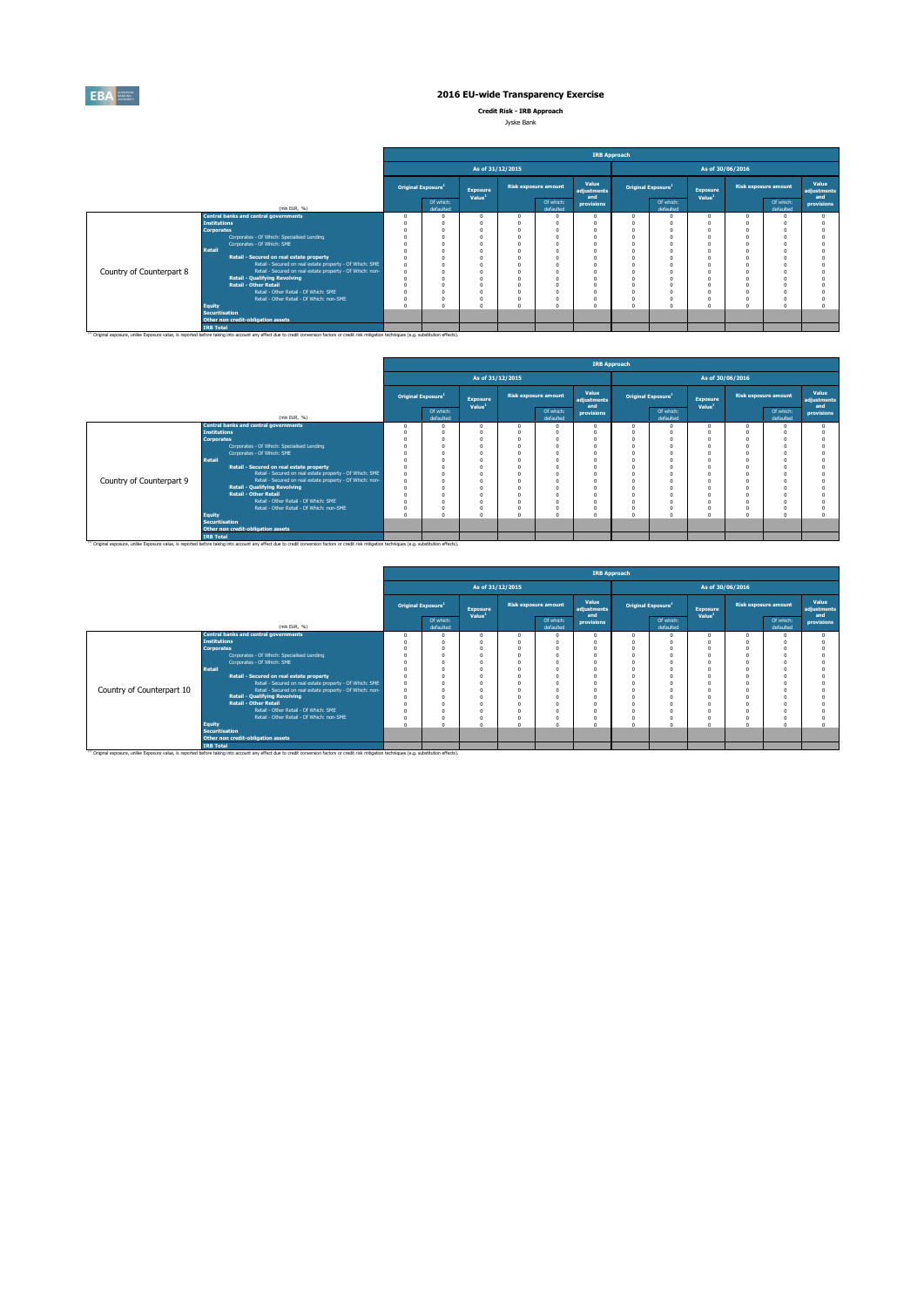# 2016 EU-wide Transparency Exercise

**Credit Risk - IRB Approach**

Jyske Bank

| | (mln EUR, %) | IRB Approach | | | | | | | | | | | |
|---|---|---|---|---|---|---|---|---|---|---|---|---|---|
| | | As of 31/12/2015 | | | | | | As of 30/06/2016 | | | | | |
| | | Original Exposure[1] | Of which: defaulted | Exposure Value[1] | Risk exposure amount | Of which: defaulted | Value adjustments and provisions | Original Exposure[1] | Of which: defaulted | Exposure Value[1] | Risk exposure amount | Of which: defaulted | Value adjustments and provisions |
| Country of Counterpart 8 | Central banks and central governments | 0 | 0 | 0 | 0 | 0 | 0 | 0 | 0 | 0 | 0 | 0 | 0 |
| | Institutions | 0 | 0 | 0 | 0 | 0 | 0 | 0 | 0 | 0 | 0 | 0 | 0 |
| | Corporates | 0 | 0 | 0 | 0 | 0 | 0 | 0 | 0 | 0 | 0 | 0 | 0 |
| | Corporates - Of Which: Specialised Lending | 0 | 0 | 0 | 0 | 0 | 0 | 0 | 0 | 0 | 0 | 0 | 0 |
| | Corporates - Of Which: SME | 0 | 0 | 0 | 0 | 0 | 0 | 0 | 0 | 0 | 0 | 0 | 0 |
| | Retail | 0 | 0 | 0 | 0 | 0 | 0 | 0 | 0 | 0 | 0 | 0 | 0 |
| | Retail - Secured on real estate property | 0 | 0 | 0 | 0 | 0 | 0 | 0 | 0 | 0 | 0 | 0 | 0 |
| | Retail - Secured on real estate property - Of Which: SME | 0 | 0 | 0 | 0 | 0 | 0 | 0 | 0 | 0 | 0 | 0 | 0 |
| | Retail - Secured on real estate property - Of Which: non-SME | 0 | 0 | 0 | 0 | 0 | 0 | 0 | 0 | 0 | 0 | 0 | 0 |
| | Retail - Qualifying Revolving | 0 | 0 | 0 | 0 | 0 | 0 | 0 | 0 | 0 | 0 | 0 | 0 |
| | Retail - Other Retail | 0 | 0 | 0 | 0 | 0 | 0 | 0 | 0 | 0 | 0 | 0 | 0 |
| | Retail - Other Retail - Of Which: SME | 0 | 0 | 0 | 0 | 0 | 0 | 0 | 0 | 0 | 0 | 0 | 0 |
| | Retail - Other Retail - Of Which: non-SME | 0 | 0 | 0 | 0 | 0 | 0 | 0 | 0 | 0 | 0 | 0 | 0 |
| | Equity | 0 | 0 | 0 | 0 | 0 | 0 | 0 | 0 | 0 | 0 | 0 | 0 |
| | Securitisation | | | | | | | | | | | | |
| | Other non credit-obligation assets | | | | | | | | | | | | |
| | IRB Total | | | | | | | | | | | | |

(1) Original exposure, unlike Exposure value, is reported before taking into account any effect due to credit conversion factors or credit risk mitigation techniques (e.g. substitution effects).

| | (mln EUR, %) | IRB Approach | | | | | | | | | | | |
|---|---|---|---|---|---|---|---|---|---|---|---|---|---|
| | | As of 31/12/2015 | | | | | | As of 30/06/2016 | | | | | |
| | | Original Exposure[1] | Of which: defaulted | Exposure Value[1] | Risk exposure amount | Of which: defaulted | Value adjustments and provisions | Original Exposure[1] | Of which: defaulted | Exposure Value[1] | Risk exposure amount | Of which: defaulted | Value adjustments and provisions |
| Country of Counterpart 9 | Central banks and central governments | 0 | 0 | 0 | 0 | 0 | 0 | 0 | 0 | 0 | 0 | 0 | 0 |
| | Institutions | 0 | 0 | 0 | 0 | 0 | 0 | 0 | 0 | 0 | 0 | 0 | 0 |
| | Corporates | 0 | 0 | 0 | 0 | 0 | 0 | 0 | 0 | 0 | 0 | 0 | 0 |
| | Corporates - Of Which: Specialised Lending | 0 | 0 | 0 | 0 | 0 | 0 | 0 | 0 | 0 | 0 | 0 | 0 |
| | Corporates - Of Which: SME | 0 | 0 | 0 | 0 | 0 | 0 | 0 | 0 | 0 | 0 | 0 | 0 |
| | Retail | 0 | 0 | 0 | 0 | 0 | 0 | 0 | 0 | 0 | 0 | 0 | 0 |
| | Retail - Secured on real estate property | 0 | 0 | 0 | 0 | 0 | 0 | 0 | 0 | 0 | 0 | 0 | 0 |
| | Retail - Secured on real estate property - Of Which: SME | 0 | 0 | 0 | 0 | 0 | 0 | 0 | 0 | 0 | 0 | 0 | 0 |
| | Retail - Secured on real estate property - Of Which: non-SME | 0 | 0 | 0 | 0 | 0 | 0 | 0 | 0 | 0 | 0 | 0 | 0 |
| | Retail - Qualifying Revolving | 0 | 0 | 0 | 0 | 0 | 0 | 0 | 0 | 0 | 0 | 0 | 0 |
| | Retail - Other Retail | 0 | 0 | 0 | 0 | 0 | 0 | 0 | 0 | 0 | 0 | 0 | 0 |
| | Retail - Other Retail - Of Which: SME | 0 | 0 | 0 | 0 | 0 | 0 | 0 | 0 | 0 | 0 | 0 | 0 |
| | Retail - Other Retail - Of Which: non-SME | 0 | 0 | 0 | 0 | 0 | 0 | 0 | 0 | 0 | 0 | 0 | 0 |
| | Equity | 0 | 0 | 0 | 0 | 0 | 0 | 0 | 0 | 0 | 0 | 0 | 0 |
| | Securitisation | | | | | | | | | | | | |
| | Other non credit-obligation assets | | | | | | | | | | | | |
| | IRB Total | | | | | | | | | | | | |

(1) Original exposure, unlike Exposure value, is reported before taking into account any effect due to credit conversion factors or credit risk mitigation techniques (e.g. substitution effects).

| | (mln EUR, %) | IRB Approach | | | | | | | | | | | |
|---|---|---|---|---|---|---|---|---|---|---|---|---|---|
| | | As of 31/12/2015 | | | | | | As of 30/06/2016 | | | | | |
| | | Original Exposure[1] | Of which: defaulted | Exposure Value[1] | Risk exposure amount | Of which: defaulted | Value adjustments and provisions | Original Exposure[1] | Of which: defaulted | Exposure Value[1] | Risk exposure amount | Of which: defaulted | Value adjustments and provisions |
| Country of Counterpart 10 | Central banks and central governments | 0 | 0 | 0 | 0 | 0 | 0 | 0 | 0 | 0 | 0 | 0 | 0 |
| | Institutions | 0 | 0 | 0 | 0 | 0 | 0 | 0 | 0 | 0 | 0 | 0 | 0 |
| | Corporates | 0 | 0 | 0 | 0 | 0 | 0 | 0 | 0 | 0 | 0 | 0 | 0 |
| | Corporates - Of Which: Specialised Lending | 0 | 0 | 0 | 0 | 0 | 0 | 0 | 0 | 0 | 0 | 0 | 0 |
| | Corporates - Of Which: SME | 0 | 0 | 0 | 0 | 0 | 0 | 0 | 0 | 0 | 0 | 0 | 0 |
| | Retail | 0 | 0 | 0 | 0 | 0 | 0 | 0 | 0 | 0 | 0 | 0 | 0 |
| | Retail - Secured on real estate property | 0 | 0 | 0 | 0 | 0 | 0 | 0 | 0 | 0 | 0 | 0 | 0 |
| | Retail - Secured on real estate property - Of Which: SME | 0 | 0 | 0 | 0 | 0 | 0 | 0 | 0 | 0 | 0 | 0 | 0 |
| | Retail - Secured on real estate property - Of Which: non-SME | 0 | 0 | 0 | 0 | 0 | 0 | 0 | 0 | 0 | 0 | 0 | 0 |
| | Retail - Qualifying Revolving | 0 | 0 | 0 | 0 | 0 | 0 | 0 | 0 | 0 | 0 | 0 | 0 |
| | Retail - Other Retail | 0 | 0 | 0 | 0 | 0 | 0 | 0 | 0 | 0 | 0 | 0 | 0 |
| | Retail - Other Retail - Of Which: SME | 0 | 0 | 0 | 0 | 0 | 0 | 0 | 0 | 0 | 0 | 0 | 0 |
| | Retail - Other Retail - Of Which: non-SME | 0 | 0 | 0 | 0 | 0 | 0 | 0 | 0 | 0 | 0 | 0 | 0 |
| | Equity | 0 | 0 | 0 | 0 | 0 | 0 | 0 | 0 | 0 | 0 | 0 | 0 |
| | Securitisation | | | | | | | | | | | | |
| | Other non credit-obligation assets | | | | | | | | | | | | |
| | IRB Total | | | | | | | | | | | | |

(1) Original exposure, unlike Exposure value, is reported before taking into account any effect due to credit conversion factors or credit risk mitigation techniques (e.g. substitution effects).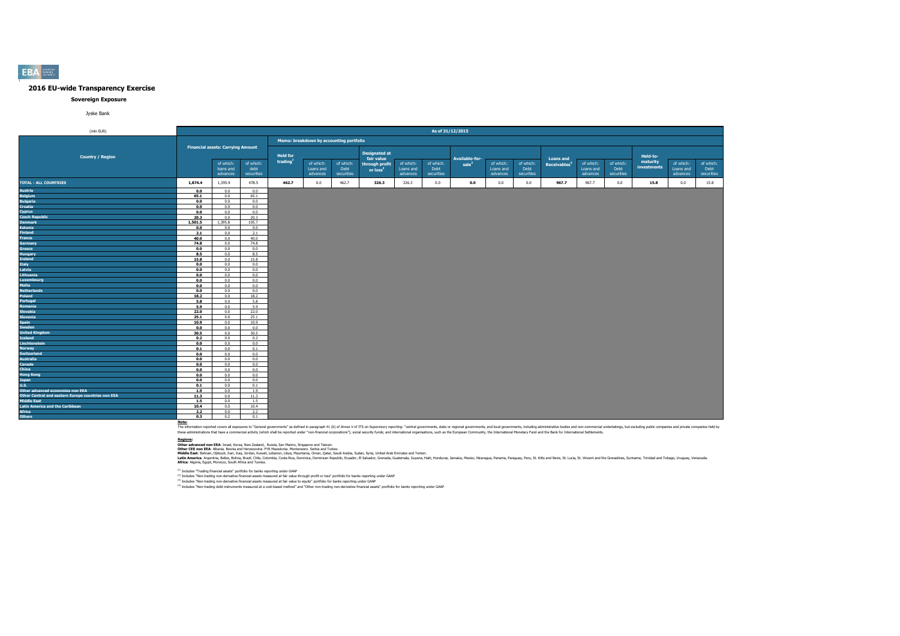# 2016 EU-wide Transparency Exercise

## Sovereign Exposure

Jyske Bank

| (mln EUR) | As of 31/12/2015 | | | | | | | | | | | | | | | | | |
|---|---|---|---|---|---|---|---|---|---|---|---|---|---|---|---|---|---|---|
| | Financial assets: Carrying Amount | | | Memo: breakdown by accounting portfolio | | | | | | | | | | | | | | |
| Country / Region | | of which: loans and advances | of which: debt securities | Held for trading[1] | of which: Loans and advances | of which: Debt securities | Designated at fair value through profit or loss[2] | of which: Loans and advances | of which: Debt securities | Available-for-sale[3] | of which: Loans and advances | of which: Debt securities | Loans and Receivables[4] | of which: Loans and advances | of which: Debt securities | Held-to-maturity investments | of which: Loans and advances | of which: Debt securities |
| **TOTAL - ALL COUNTRIES** | **1,874.4** | 1,395.9 | 478.5 | **462.7** | 0.0 | 462.7 | **326.3** | 326.3 | 0.0 | **0.0** | 0.0 | 0.0 | **967.7** | 967.7 | 0.0 | **15.8** | 0.0 | 15.8 |
| Austria | **0.0** | 0.0 | 0.0 | | | | | | | | | | | | | | | |
| Belgium | **65.1** | 0.0 | 65.1 | | | | | | | | | | | | | | | |
| Bulgaria | **0.0** | 0.0 | 0.0 | | | | | | | | | | | | | | | |
| Croatia | **0.0** | 0.0 | 0.0 | | | | | | | | | | | | | | | |
| Cyprus | **0.0** | 0.0 | 0.0 | | | | | | | | | | | | | | | |
| Czech Republic | **20.3** | 0.0 | 20.3 | | | | | | | | | | | | | | | |
| Denmark | **1,501.5** | 1,395.8 | 105.7 | | | | | | | | | | | | | | | |
| Estonia | **0.0** | 0.0 | 0.0 | | | | | | | | | | | | | | | |
| Finland | **2.1** | 0.0 | 2.1 | | | | | | | | | | | | | | | |
| France | **40.0** | 0.0 | 40.0 | | | | | | | | | | | | | | | |
| Germany | **74.8** | 0.0 | 74.8 | | | | | | | | | | | | | | | |
| Greece | **0.0** | 0.0 | 0.0 | | | | | | | | | | | | | | | |
| Hungary | **8.5** | 0.0 | 8.5 | | | | | | | | | | | | | | | |
| Ireland | **15.8** | 0.0 | 15.8 | | | | | | | | | | | | | | | |
| Italy | **0.0** | 0.0 | 0.0 | | | | | | | | | | | | | | | |
| Latvia | **0.0** | 0.0 | 0.0 | | | | | | | | | | | | | | | |
| Lithuania | **0.0** | 0.0 | 0.0 | | | | | | | | | | | | | | | |
| Luxembourg | **0.0** | 0.0 | 0.0 | | | | | | | | | | | | | | | |
| Malta | **0.0** | 0.0 | 0.0 | | | | | | | | | | | | | | | |
| Netherlands | **0.0** | 0.0 | 0.0 | | | | | | | | | | | | | | | |
| Poland | **18.2** | 0.0 | 18.2 | | | | | | | | | | | | | | | |
| Portugal | **5.8** | 0.0 | 5.8 | | | | | | | | | | | | | | | |
| Romania | **5.9** | 0.0 | 5.9 | | | | | | | | | | | | | | | |
| Slovakia | **22.0** | 0.0 | 22.0 | | | | | | | | | | | | | | | |
| Slovenia | **25.1** | 0.0 | 25.1 | | | | | | | | | | | | | | | |
| Spain | **10.9** | 0.0 | 10.9 | | | | | | | | | | | | | | | |
| Sweden | **0.0** | 0.0 | 0.0 | | | | | | | | | | | | | | | |
| United Kingdom | **30.5** | 0.0 | 30.5 | | | | | | | | | | | | | | | |
| Iceland | **0.2** | 0.0 | 0.2 | | | | | | | | | | | | | | | |
| Liechtenstein | **0.0** | 0.0 | 0.0 | | | | | | | | | | | | | | | |
| Norway | **0.1** | 0.0 | 0.1 | | | | | | | | | | | | | | | |
| Switzerland | **0.0** | 0.0 | 0.0 | | | | | | | | | | | | | | | |
| Australia | **0.0** | 0.0 | 0.0 | | | | | | | | | | | | | | | |
| Canada | **0.0** | 0.0 | 0.0 | | | | | | | | | | | | | | | |
| China | **0.0** | 0.0 | 0.0 | | | | | | | | | | | | | | | |
| Hong Kong | **0.0** | 0.0 | 0.0 | | | | | | | | | | | | | | | |
| Japan | **0.0** | 0.0 | 0.0 | | | | | | | | | | | | | | | |
| U.S. | **0.1** | 0.0 | 0.1 | | | | | | | | | | | | | | | |
| Other advanced economies non EEA | **1.9** | 0.0 | 1.9 | | | | | | | | | | | | | | | |
| Other Central and eastern Europe countries non EEA | **11.3** | 0.0 | 11.3 | | | | | | | | | | | | | | | |
| Middle East | **1.5** | 0.0 | 1.5 | | | | | | | | | | | | | | | |
| Latin America and the Caribbean | **10.4** | 0.0 | 10.4 | | | | | | | | | | | | | | | |
| Africa | **2.2** | 0.0 | 2.2 | | | | | | | | | | | | | | | |
| Others | **0.3** | 0.2 | 0.1 | | | | | | | | | | | | | | | |

**Note:**

The information reported covers all exposures to "General governments" as defined in paragraph 41 (b) of Annex V of ITS on Supervisory reporting: "central governments, state or regional governments, and local governments, including administrative bodies and non-commercial undertakings, but excluding public companies and private companies held by these administrations that have a commercial activity (which shall be reported under "non-financial corporations"); social security funds; and international organisations, such as the European Community, the International Monetary Fund and the Bank for International Settlements.

**Regions:**

**Other advanced non EEA:** Israel, Korea, New Zealand, Russia, San Marino, Singapore and Taiwan.
**Other CEE non EEA:** Albania, Bosnia and Herzegovina, FYR Macedonia, Montenegro, Serbia and Turkey.
**Middle East:** Bahrain, Djibouti, Iran, Iraq, Jordan, Kuwait, Lebanon, Libya, Mauritania, Oman, Qatar, Saudi Arabia, Sudan, Syria, United Arab Emirates and Yemen.
**Latin America:** Argentina, Belize, Bolivia, Brazil, Chile, Colombia, Costa Rica, Dominica, Dominican Republic, Ecuador, El Salvador, Grenada, Guatemala, Guyana, Haiti, Honduras, Jamaica, Mexico, Nicaragua, Panama, Paraguay, Peru, St. Kitts and Nevis, St. Lucia, St. Vincent and the Grenadines, Suriname, Trinidad and Tobago, Uruguay, Venezuela.
**Africa:** Algeria, Egypt, Morocco, South Africa and Tunisia.

[1] Includes "Trading financial assets" portfolio for banks reporting under GAAP

[2] Includes "Non-trading non-derivative financial assets measured at fair value through profit or loss" portfolio for banks reporting under GAAP

[3] Includes "Non-trading non-derivative financial assets measured at fair value to equity" portfolio for banks reporting under GAAP

[4] Includes "Non-trading debt instruments measured at a cost-based method" and "Other non-trading non-derivative financial assets" portfolio for banks reporting under GAAP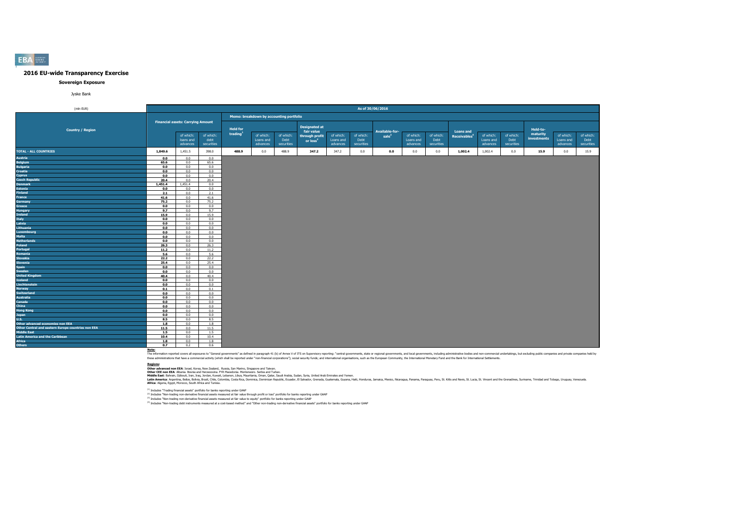# 2016 EU-wide Transparency Exercise

## Sovereign Exposure

Jyske Bank

| (mln EUR) | As of 30/06/2016 | | | | | | | | | | | | | | | | | |
|---|---|---|---|---|---|---|---|---|---|---|---|---|---|---|---|---|---|---|
| Country / Region | Financial assets: Carrying Amount | | | Memo: breakdown by accounting portfolio | | | | | | | | | | | | | | |
| | | of which: loans and advances | of which: debt securities | Held for trading[1] | of which: Loans and advances | of which: Debt securities | Designated at fair value through profit or loss[2] | of which: Loans and advances | of which: Debt securities | Available-for-sale[3] | of which: Loans and advances | of which: Debt securities | Loans and Receivables[4] | of which: Loans and advances | of which: Debt securities | Held-to-maturity investments | of which: Loans and advances | of which: Debt securities |
| **TOTAL - ALL COUNTRIES** | **1,849.6** | 1,451.5 | 398.0 | **488.9** | 0.0 | 488.9 | **347.2** | 347.2 | 0.0 | **0.0** | 0.0 | 0.0 | **1,002.4** | 1,002.4 | 0.0 | **15.9** | 0.0 | 15.9 |
| Austria | **0.0** | 0.0 | 0.0 | | | | | | | | | | | | | | | |
| Belgium | **65.6** | 0.0 | 65.6 | | | | | | | | | | | | | | | |
| Bulgaria | **0.0** | 0.0 | 0.0 | | | | | | | | | | | | | | | |
| Croatia | **0.0** | 0.0 | 0.0 | | | | | | | | | | | | | | | |
| Cyprus | **0.0** | 0.0 | 0.0 | | | | | | | | | | | | | | | |
| Czech Republic | **20.4** | 0.0 | 20.4 | | | | | | | | | | | | | | | |
| Denmark | **1,451.4** | 1,451.4 | 0.0 | | | | | | | | | | | | | | | |
| Estonia | **0.0** | 0.0 | 0.0 | | | | | | | | | | | | | | | |
| Finland | **2.1** | 0.0 | 2.1 | | | | | | | | | | | | | | | |
| France | **41.6** | 0.0 | 41.6 | | | | | | | | | | | | | | | |
| Germany | **75.2** | 0.0 | 75.2 | | | | | | | | | | | | | | | |
| Greece | **0.0** | 0.0 | 0.0 | | | | | | | | | | | | | | | |
| Hungary | **9.7** | 0.0 | 9.7 | | | | | | | | | | | | | | | |
| Ireland | **15.9** | 0.0 | 15.9 | | | | | | | | | | | | | | | |
| Italy | **0.0** | 0.0 | 0.0 | | | | | | | | | | | | | | | |
| Latvia | **0.0** | 0.0 | 0.0 | | | | | | | | | | | | | | | |
| Lithuania | **0.0** | 0.0 | 0.0 | | | | | | | | | | | | | | | |
| Luxembourg | **0.0** | 0.0 | 0.0 | | | | | | | | | | | | | | | |
| Malta | **0.0** | 0.0 | 0.0 | | | | | | | | | | | | | | | |
| Netherlands | **0.0** | 0.0 | 0.0 | | | | | | | | | | | | | | | |
| Poland | **26.3** | 0.0 | 26.3 | | | | | | | | | | | | | | | |
| Portugal | **11.2** | 0.0 | 11.2 | | | | | | | | | | | | | | | |
| Romania | **5.6** | 0.0 | 5.6 | | | | | | | | | | | | | | | |
| Slovakia | **22.2** | 0.0 | 22.2 | | | | | | | | | | | | | | | |
| Slovenia | **25.4** | 0.0 | 25.4 | | | | | | | | | | | | | | | |
| Spain | **0.0** | 0.0 | 0.0 | | | | | | | | | | | | | | | |
| Sweden | **0.0** | 0.0 | 0.0 | | | | | | | | | | | | | | | |
| United Kingdom | **40.4** | 0.0 | 40.4 | | | | | | | | | | | | | | | |
| Iceland | **0.0** | 0.0 | 0.0 | | | | | | | | | | | | | | | |
| Liechtenstein | **0.0** | 0.0 | 0.0 | | | | | | | | | | | | | | | |
| Norway | **0.1** | 0.0 | 0.1 | | | | | | | | | | | | | | | |
| Switzerland | **0.0** | 0.0 | 0.0 | | | | | | | | | | | | | | | |
| Australia | **0.0** | 0.0 | 0.0 | | | | | | | | | | | | | | | |
| Canada | **0.0** | 0.0 | 0.0 | | | | | | | | | | | | | | | |
| China | **0.0** | 0.0 | 0.0 | | | | | | | | | | | | | | | |
| Hong Kong | **0.0** | 0.0 | 0.0 | | | | | | | | | | | | | | | |
| Japan | **0.0** | 0.0 | 0.0 | | | | | | | | | | | | | | | |
| U.S. | **8.5** | 0.0 | 8.5 | | | | | | | | | | | | | | | |
| Other advanced economies non EEA | **1.8** | 0.0 | 1.8 | | | | | | | | | | | | | | | |
| Other Central and eastern Europe countries non EEA | **11.5** | 0.0 | 11.5 | | | | | | | | | | | | | | | |
| Middle East | **1.5** | 0.0 | 1.5 | | | | | | | | | | | | | | | |
| Latin America and the Caribbean | **10.4** | 0.0 | 10.4 | | | | | | | | | | | | | | | |
| Africa | **1.8** | 0.0 | 1.8 | | | | | | | | | | | | | | | |
| Others | **0.7** | 0.2 | 0.6 | | | | | | | | | | | | | | | |

**Note:**
The information reported covers all exposures to "General governments" as defined in paragraph 41 (b) of Annex V of ITS on Supervisory reporting: "central governments, state or regional governments, and local governments, including administrative bodies and non-commercial undertakings, but excluding public companies and private companies held by these administrations that have a commercial activity (which shall be reported under "non-financial corporations"); social security funds; and international organisations, such as the European Community, the International Monetary Fund and the Bank for International Settlements.

**Regions:**
**Other advanced non EEA:** Israel, Korea, New Zealand, Russia, San Marino, Singapore and Taiwan.
**Other CEE non EEA:** Albania, Bosnia and Herzegovina, FYR Macedonia, Montenegro, Serbia and Turkey.
**Middle East:** Bahrain, Djibouti, Iran, Iraq, Jordan, Kuwait, Lebanon, Libya, Mauritania, Oman, Qatar, Saudi Arabia, Sudan, Syria, United Arab Emirates and Yemen.
**Latin America:** Argentina, Belize, Bolivia, Brazil, Chile, Colombia, Costa Rica, Dominica, Dominican Republic, Ecuador, El Salvador, Grenada, Guatemala, Guyana, Haiti, Honduras, Jamaica, Mexico, Nicaragua, Panama, Paraguay, Peru, St. Kitts and Nevis, St. Lucia, St. Vincent and the Grenadines, Suriname, Trinidad and Tobago, Uruguay, Venezuela.
**Africa:** Algeria, Egypt, Morocco, South Africa and Tunisia.

[1] Includes "Trading financial assets" portfolio for banks reporting under GAAP
[2] Includes "Non-trading non-derivative financial assets measured at fair value through profit or loss" portfolio for banks reporting under GAAP
[3] Includes "Non-trading non-derivative financial assets measured at fair value to equity" portfolio for banks reporting under GAAP
[4] Includes "Non-trading debt instruments measured at a cost-based method" and "Other non-trading non-derivative financial assets" portfolio for banks reporting under GAAP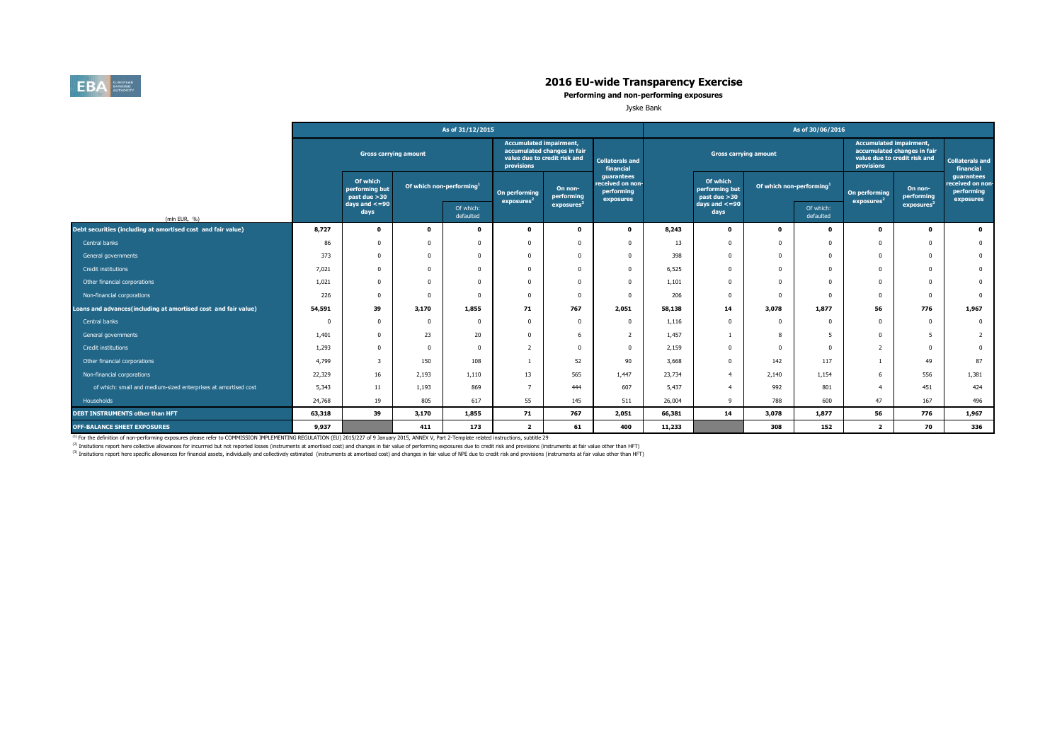# 2016 EU-wide Transparency Exercise

**Performing and non-performing exposures**

Jyske Bank

| (mln EUR, %) | As of 31/12/2015 | | | | | | | As of 30/06/2016 | | | | | | |
|---|---|---|---|---|---|---|---|---|---|---|---|---|---|---|
| | Gross carrying amount | | | | Accumulated impairment, accumulated changes in fair value due to credit risk and provisions | | Collaterals and financial guarantees received on non-performing exposures | Gross carrying amount | | | | Accumulated impairment, accumulated changes in fair value due to credit risk and provisions | | Collaterals and financial guarantees received on non-performing exposures |
| | | Of which performing but past due >30 days and <=90 days | Of which non-performing[1] | | On performing exposures[2] | On non-performing exposures[3] | | | Of which performing but past due >30 days and <=90 days | Of which non-performing[1] | | On performing exposures[2] | On non-performing exposures[3] | |
| | | | | Of which: defaulted | | | | | | | Of which: defaulted | | | |
| **Debt securities (including at amortised cost and fair value)** | **8,727** | **0** | **0** | **0** | **0** | **0** | **0** | **8,243** | **0** | **0** | **0** | **0** | **0** | **0** |
| Central banks | 86 | 0 | 0 | 0 | 0 | 0 | 0 | 13 | 0 | 0 | 0 | 0 | 0 | 0 |
| General governments | 373 | 0 | 0 | 0 | 0 | 0 | 0 | 398 | 0 | 0 | 0 | 0 | 0 | 0 |
| Credit institutions | 7,021 | 0 | 0 | 0 | 0 | 0 | 0 | 6,525 | 0 | 0 | 0 | 0 | 0 | 0 |
| Other financial corporations | 1,021 | 0 | 0 | 0 | 0 | 0 | 0 | 1,101 | 0 | 0 | 0 | 0 | 0 | 0 |
| Non-financial corporations | 226 | 0 | 0 | 0 | 0 | 0 | 0 | 206 | 0 | 0 | 0 | 0 | 0 | 0 |
| **Loans and advances(including at amortised cost and fair value)** | **54,591** | **39** | **3,170** | **1,855** | **71** | **767** | **2,051** | **58,138** | **14** | **3,078** | **1,877** | **56** | **776** | **1,967** |
| Central banks | 0 | 0 | 0 | 0 | 0 | 0 | 0 | 1,116 | 0 | 0 | 0 | 0 | 0 | 0 |
| General governments | 1,401 | 0 | 23 | 20 | 0 | 6 | 2 | 1,457 | 1 | 8 | 5 | 0 | 5 | 2 |
| Credit institutions | 1,293 | 0 | 0 | 0 | 2 | 0 | 0 | 2,159 | 0 | 0 | 0 | 2 | 0 | 0 |
| Other financial corporations | 4,799 | 3 | 150 | 108 | 1 | 52 | 90 | 3,668 | 0 | 142 | 117 | 1 | 49 | 87 |
| Non-financial corporations | 22,329 | 16 | 2,193 | 1,110 | 13 | 565 | 1,447 | 23,734 | 4 | 2,140 | 1,154 | 6 | 556 | 1,381 |
| of which: small and medium-sized enterprises at amortised cost | 5,343 | 11 | 1,193 | 869 | 7 | 444 | 607 | 5,437 | 4 | 992 | 801 | 4 | 451 | 424 |
| Households | 24,768 | 19 | 805 | 617 | 55 | 145 | 511 | 26,004 | 9 | 788 | 600 | 47 | 167 | 496 |
| **DEBT INSTRUMENTS other than HFT** | **63,318** | **39** | **3,170** | **1,855** | **71** | **767** | **2,051** | **66,381** | **14** | **3,078** | **1,877** | **56** | **776** | **1,967** |
| **OFF-BALANCE SHEET EXPOSURES** | **9,937** | | **411** | **173** | **2** | **61** | **400** | **11,233** | | **308** | **152** | **2** | **70** | **336** |

[1] For the definition of non-performing exposures please refer to COMMISSION IMPLEMENTING REGULATION (EU) 2015/227 of 9 January 2015, ANNEX V, Part 2-Template related instructions, subtitle 29

[2] Insitutions report here collective allowances for incurrred but not reported losses (instruments at amortised cost) and changes in fair value of performing exposures due to credit risk and provisions (instruments at fair value other than HFT)

[3] Insitutions report here specific allowances for financial assets, individually and collectively estimated (instruments at amortised cost) and changes in fair value of NPE due to credit risk and provisions (instruments at fair value other than HFT)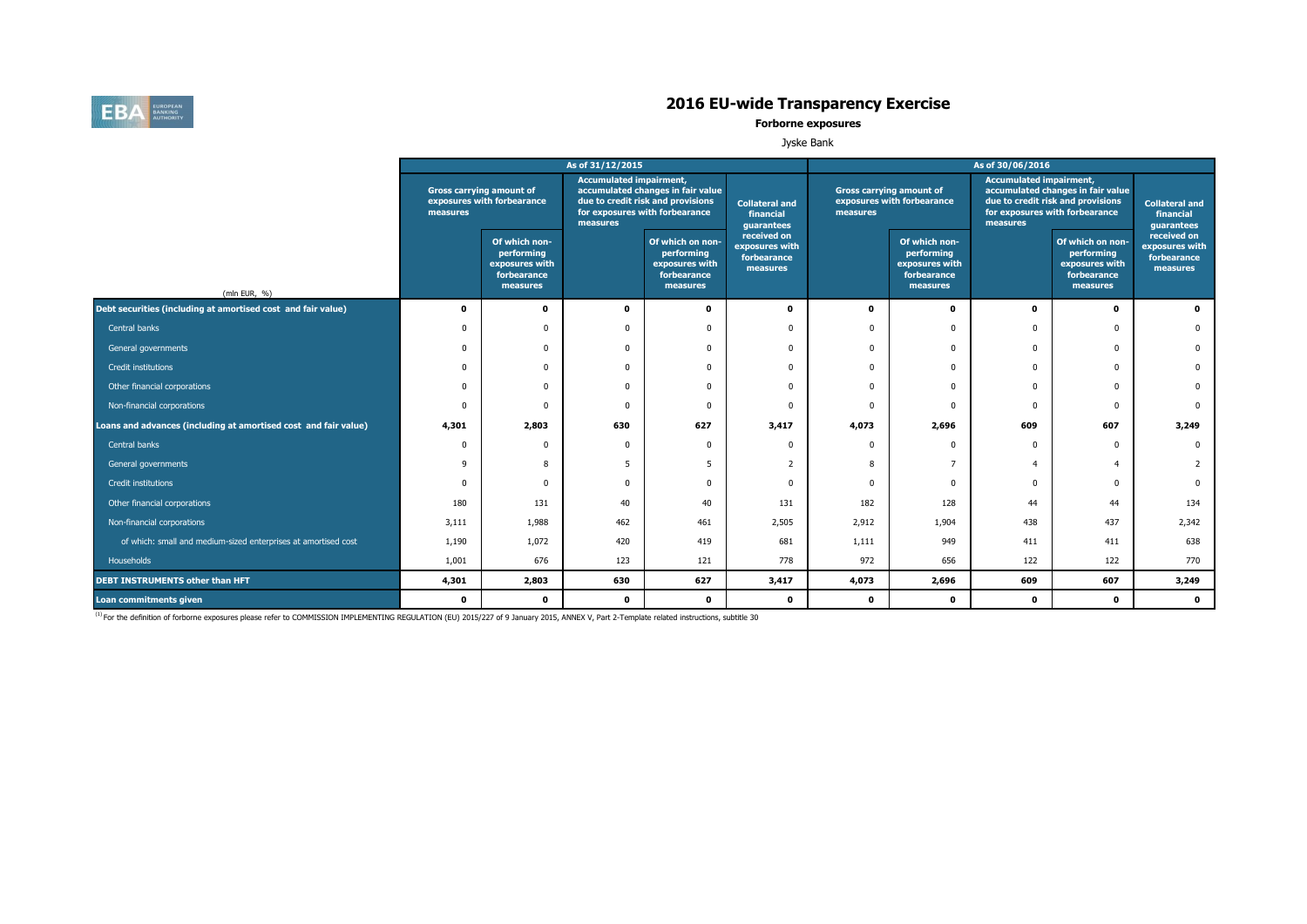# 2016 EU-wide Transparency Exercise

**Forborne exposures**

Jyske Bank

| (mln EUR, %) | As of 31/12/2015 | | | | | As of 30/06/2016 | | | | |
|---|---|---|---|---|---|---|---|---|---|---|
| | Gross carrying amount of exposures with forbearance measures | | Accumulated impairment, accumulated changes in fair value due to credit risk and provisions for exposures with forbearance measures | | Collateral and financial guarantees received on exposures with forbearance measures | Gross carrying amount of exposures with forbearance measures | | Accumulated impairment, accumulated changes in fair value due to credit risk and provisions for exposures with forbearance measures | | Collateral and financial guarantees received on exposures with forbearance measures |
| | | Of which non-performing exposures with forbearance measures | | Of which on non-performing exposures with forbearance measures | | | Of which non-performing exposures with forbearance measures | | Of which on non-performing exposures with forbearance measures | |
| **Debt securities (including at amortised cost and fair value)** | **0** | **0** | **0** | **0** | **0** | **0** | **0** | **0** | **0** | **0** |
| Central banks | 0 | 0 | 0 | 0 | 0 | 0 | 0 | 0 | 0 | 0 |
| General governments | 0 | 0 | 0 | 0 | 0 | 0 | 0 | 0 | 0 | 0 |
| Credit institutions | 0 | 0 | 0 | 0 | 0 | 0 | 0 | 0 | 0 | 0 |
| Other financial corporations | 0 | 0 | 0 | 0 | 0 | 0 | 0 | 0 | 0 | 0 |
| Non-financial corporations | 0 | 0 | 0 | 0 | 0 | 0 | 0 | 0 | 0 | 0 |
| **Loans and advances (including at amortised cost and fair value)** | **4,301** | **2,803** | **630** | **627** | **3,417** | **4,073** | **2,696** | **609** | **607** | **3,249** |
| Central banks | 0 | 0 | 0 | 0 | 0 | 0 | 0 | 0 | 0 | 0 |
| General governments | 9 | 8 | 5 | 5 | 2 | 8 | 7 | 4 | 4 | 2 |
| Credit institutions | 0 | 0 | 0 | 0 | 0 | 0 | 0 | 0 | 0 | 0 |
| Other financial corporations | 180 | 131 | 40 | 40 | 131 | 182 | 128 | 44 | 44 | 134 |
| Non-financial corporations | 3,111 | 1,988 | 462 | 461 | 2,505 | 2,912 | 1,904 | 438 | 437 | 2,342 |
| of which: small and medium-sized enterprises at amortised cost | 1,190 | 1,072 | 420 | 419 | 681 | 1,111 | 949 | 411 | 411 | 638 |
| Households | 1,001 | 676 | 123 | 121 | 778 | 972 | 656 | 122 | 122 | 770 |
| **DEBT INSTRUMENTS other than HFT** | **4,301** | **2,803** | **630** | **627** | **3,417** | **4,073** | **2,696** | **609** | **607** | **3,249** |
| **Loan commitments given** | **0** | **0** | **0** | **0** | **0** | **0** | **0** | **0** | **0** | **0** |

[1] For the definition of forborne exposures please refer to COMMISSION IMPLEMENTING REGULATION (EU) 2015/227 of 9 January 2015, ANNEX V, Part 2-Template related instructions, subtitle 30